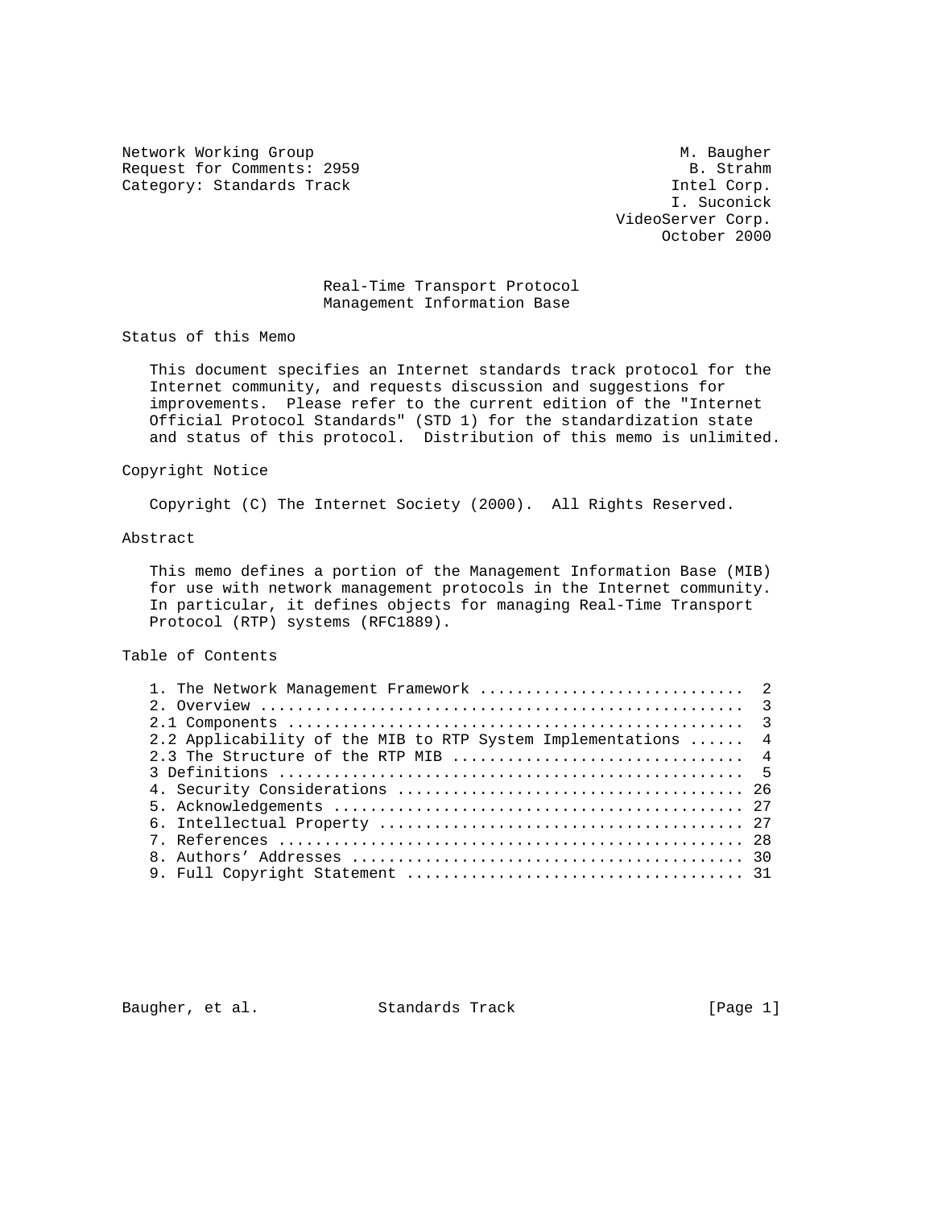Network Working Group M. Baugher
Request for Comments: 2959 B. Strahm
Category: Standards Track Intel Corp.
I. Suconick
VideoServer Corp.
October 2000

# Real-Time Transport Protocol Management Information Base

## Status of this Memo

This document specifies an Internet standards track protocol for the Internet community, and requests discussion and suggestions for improvements. Please refer to the current edition of the "Internet Official Protocol Standards" (STD 1) for the standardization state and status of this protocol. Distribution of this memo is unlimited.

## Copyright Notice

Copyright (C) The Internet Society (2000). All Rights Reserved.

## Abstract

This memo defines a portion of the Management Information Base (MIB) for use with network management protocols in the Internet community. In particular, it defines objects for managing Real-Time Transport Protocol (RTP) systems (RFC1889).

## Table of Contents

```
1. The Network Management Framework ............................  2
2. Overview ....................................................  3
2.1 Components .................................................  3
2.2 Applicability of the MIB to RTP System Implementations .....  4
2.3 The Structure of the RTP MIB ...............................  4
3 Definitions ..................................................  5
4. Security Considerations ..................................... 26
5. Acknowledgements ............................................ 27
6. Intellectual Property ....................................... 27
7. References .................................................. 28
8. Authors' Addresses .......................................... 30
9. Full Copyright Statement .................................... 31
```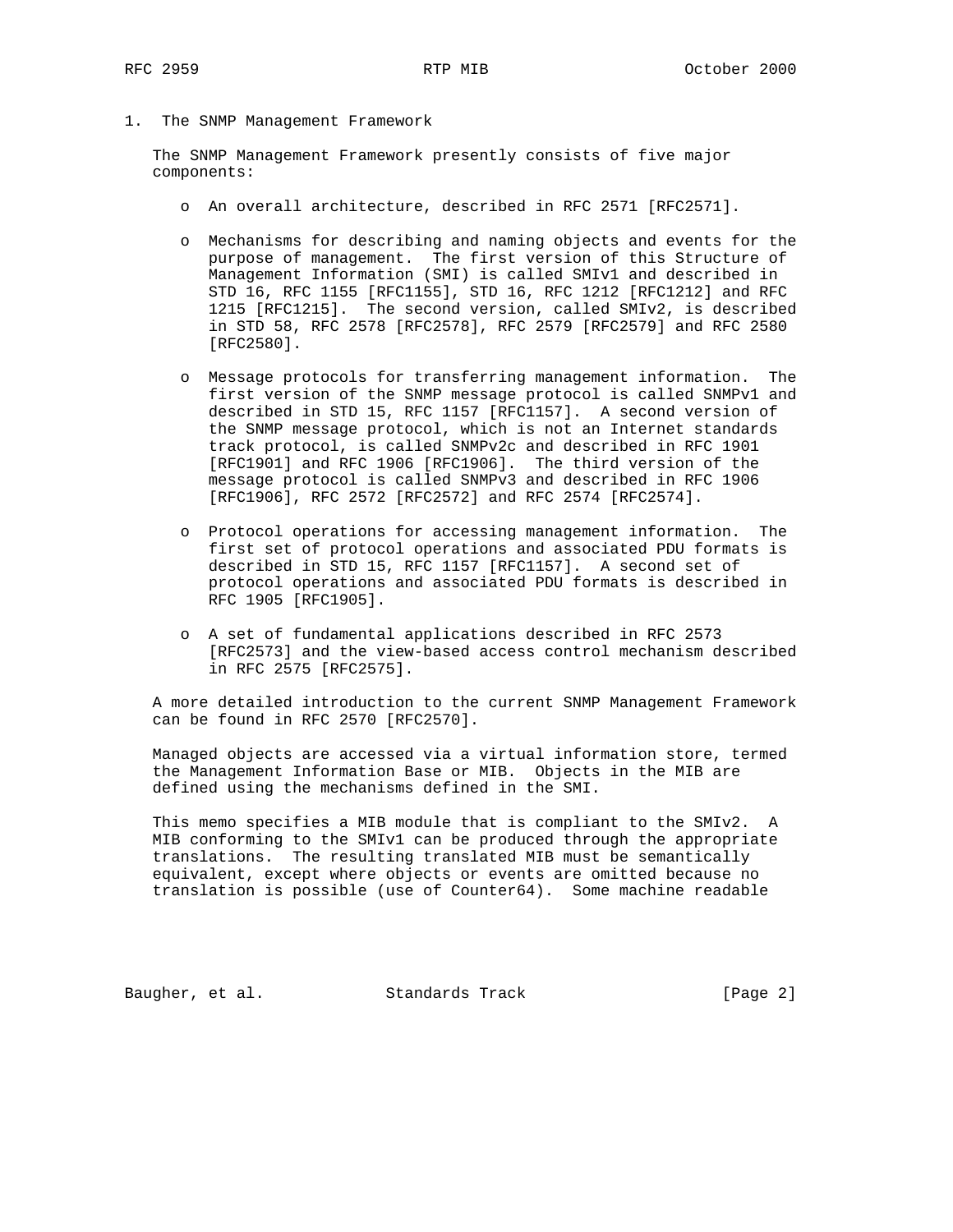# 1. The SNMP Management Framework

The SNMP Management Framework presently consists of five major components:

- An overall architecture, described in RFC 2571 [RFC2571].

- Mechanisms for describing and naming objects and events for the purpose of management. The first version of this Structure of Management Information (SMI) is called SMIv1 and described in STD 16, RFC 1155 [RFC1155], STD 16, RFC 1212 [RFC1212] and RFC 1215 [RFC1215]. The second version, called SMIv2, is described in STD 58, RFC 2578 [RFC2578], RFC 2579 [RFC2579] and RFC 2580 [RFC2580].

- Message protocols for transferring management information. The first version of the SNMP message protocol is called SNMPv1 and described in STD 15, RFC 1157 [RFC1157]. A second version of the SNMP message protocol, which is not an Internet standards track protocol, is called SNMPv2c and described in RFC 1901 [RFC1901] and RFC 1906 [RFC1906]. The third version of the message protocol is called SNMPv3 and described in RFC 1906 [RFC1906], RFC 2572 [RFC2572] and RFC 2574 [RFC2574].

- Protocol operations for accessing management information. The first set of protocol operations and associated PDU formats is described in STD 15, RFC 1157 [RFC1157]. A second set of protocol operations and associated PDU formats is described in RFC 1905 [RFC1905].

- A set of fundamental applications described in RFC 2573 [RFC2573] and the view-based access control mechanism described in RFC 2575 [RFC2575].

A more detailed introduction to the current SNMP Management Framework can be found in RFC 2570 [RFC2570].

Managed objects are accessed via a virtual information store, termed the Management Information Base or MIB. Objects in the MIB are defined using the mechanisms defined in the SMI.

This memo specifies a MIB module that is compliant to the SMIv2. A MIB conforming to the SMIv1 can be produced through the appropriate translations. The resulting translated MIB must be semantically equivalent, except where objects or events are omitted because no translation is possible (use of Counter64). Some machine readable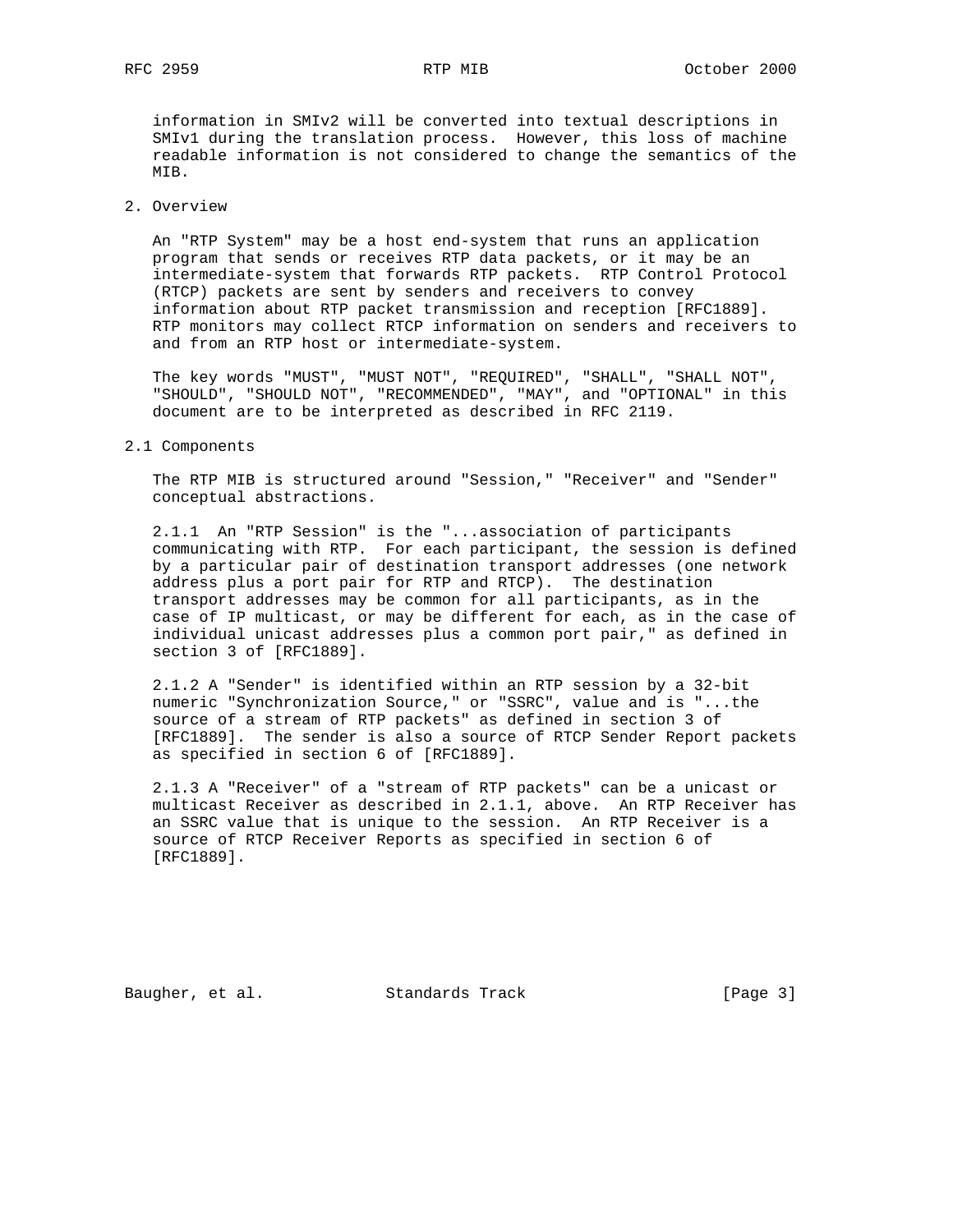information in SMIv2 will be converted into textual descriptions in SMIv1 during the translation process. However, this loss of machine readable information is not considered to change the semantics of the MIB.

## 2. Overview

An "RTP System" may be a host end-system that runs an application program that sends or receives RTP data packets, or it may be an intermediate-system that forwards RTP packets. RTP Control Protocol (RTCP) packets are sent by senders and receivers to convey information about RTP packet transmission and reception [RFC1889]. RTP monitors may collect RTCP information on senders and receivers to and from an RTP host or intermediate-system.

The key words "MUST", "MUST NOT", "REQUIRED", "SHALL", "SHALL NOT", "SHOULD", "SHOULD NOT", "RECOMMENDED", "MAY", and "OPTIONAL" in this document are to be interpreted as described in RFC 2119.

### 2.1 Components

The RTP MIB is structured around "Session," "Receiver" and "Sender" conceptual abstractions.

2.1.1 An "RTP Session" is the "...association of participants communicating with RTP. For each participant, the session is defined by a particular pair of destination transport addresses (one network address plus a port pair for RTP and RTCP). The destination transport addresses may be common for all participants, as in the case of IP multicast, or may be different for each, as in the case of individual unicast addresses plus a common port pair," as defined in section 3 of [RFC1889].

2.1.2 A "Sender" is identified within an RTP session by a 32-bit numeric "Synchronization Source," or "SSRC", value and is "...the source of a stream of RTP packets" as defined in section 3 of [RFC1889]. The sender is also a source of RTCP Sender Report packets as specified in section 6 of [RFC1889].

2.1.3 A "Receiver" of a "stream of RTP packets" can be a unicast or multicast Receiver as described in 2.1.1, above. An RTP Receiver has an SSRC value that is unique to the session. An RTP Receiver is a source of RTCP Receiver Reports as specified in section 6 of [RFC1889].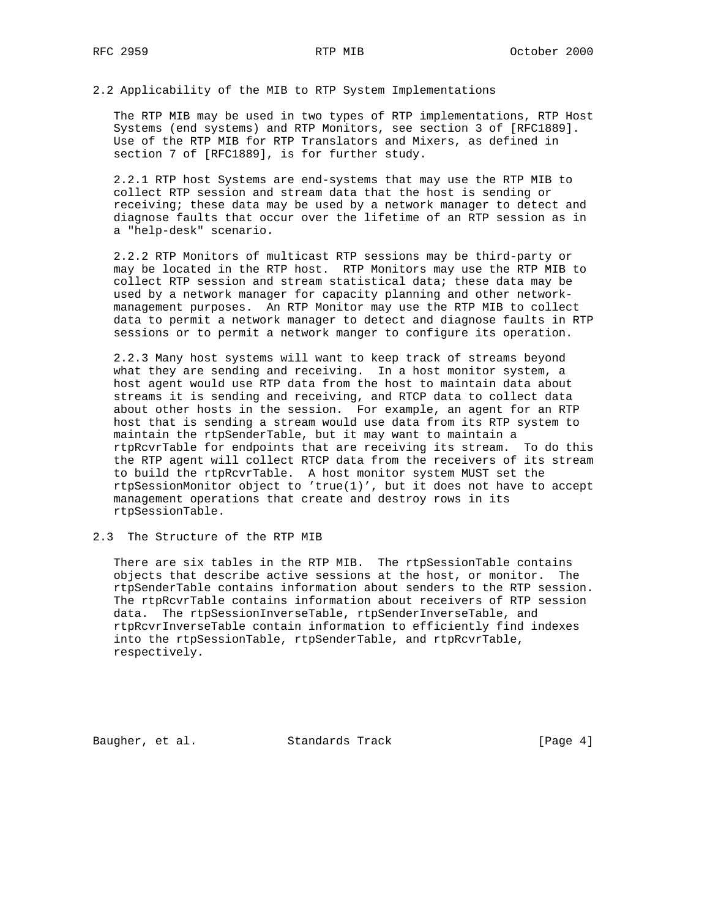## 2.2 Applicability of the MIB to RTP System Implementations

The RTP MIB may be used in two types of RTP implementations, RTP Host Systems (end systems) and RTP Monitors, see section 3 of [RFC1889]. Use of the RTP MIB for RTP Translators and Mixers, as defined in section 7 of [RFC1889], is for further study.

2.2.1 RTP host Systems are end-systems that may use the RTP MIB to collect RTP session and stream data that the host is sending or receiving; these data may be used by a network manager to detect and diagnose faults that occur over the lifetime of an RTP session as in a "help-desk" scenario.

2.2.2 RTP Monitors of multicast RTP sessions may be third-party or may be located in the RTP host. RTP Monitors may use the RTP MIB to collect RTP session and stream statistical data; these data may be used by a network manager for capacity planning and other network-management purposes. An RTP Monitor may use the RTP MIB to collect data to permit a network manager to detect and diagnose faults in RTP sessions or to permit a network manger to configure its operation.

2.2.3 Many host systems will want to keep track of streams beyond what they are sending and receiving. In a host monitor system, a host agent would use RTP data from the host to maintain data about streams it is sending and receiving, and RTCP data to collect data about other hosts in the session. For example, an agent for an RTP host that is sending a stream would use data from its RTP system to maintain the rtpSenderTable, but it may want to maintain a rtpRcvrTable for endpoints that are receiving its stream. To do this the RTP agent will collect RTCP data from the receivers of its stream to build the rtpRcvrTable. A host monitor system MUST set the rtpSessionMonitor object to 'true(1)', but it does not have to accept management operations that create and destroy rows in its rtpSessionTable.

## 2.3 The Structure of the RTP MIB

There are six tables in the RTP MIB. The rtpSessionTable contains objects that describe active sessions at the host, or monitor. The rtpSenderTable contains information about senders to the RTP session. The rtpRcvrTable contains information about receivers of RTP session data. The rtpSessionInverseTable, rtpSenderInverseTable, and rtpRcvrInverseTable contain information to efficiently find indexes into the rtpSessionTable, rtpSenderTable, and rtpRcvrTable, respectively.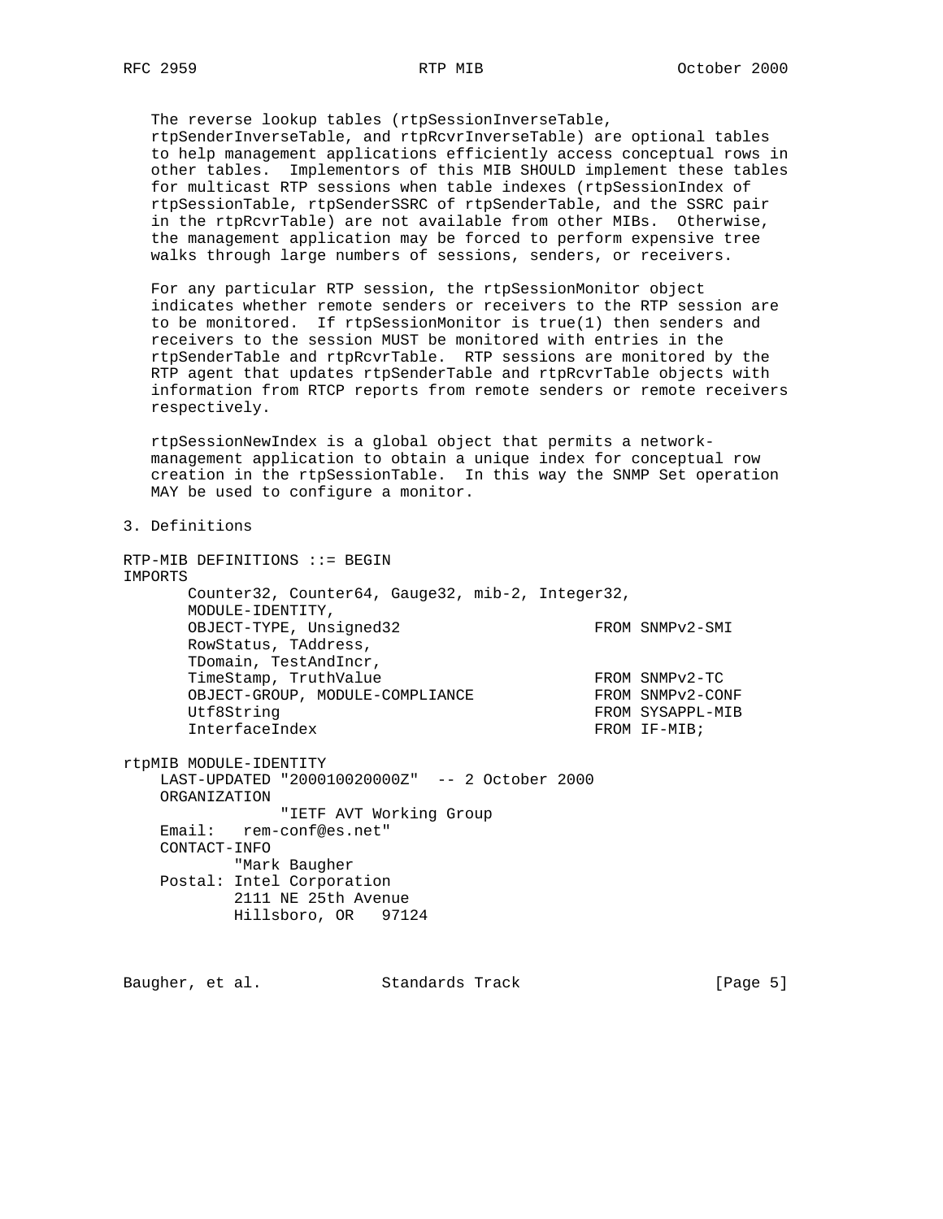The reverse lookup tables (rtpSessionInverseTable, rtpSenderInverseTable, and rtpRcvrInverseTable) are optional tables to help management applications efficiently access conceptual rows in other tables. Implementors of this MIB SHOULD implement these tables for multicast RTP sessions when table indexes (rtpSessionIndex of rtpSessionTable, rtpSenderSSRC of rtpSenderTable, and the SSRC pair in the rtpRcvrTable) are not available from other MIBs. Otherwise, the management application may be forced to perform expensive tree walks through large numbers of sessions, senders, or receivers.

For any particular RTP session, the rtpSessionMonitor object indicates whether remote senders or receivers to the RTP session are to be monitored. If rtpSessionMonitor is true(1) then senders and receivers to the session MUST be monitored with entries in the rtpSenderTable and rtpRcvrTable. RTP sessions are monitored by the RTP agent that updates rtpSenderTable and rtpRcvrTable objects with information from RTCP reports from remote senders or remote receivers respectively.

rtpSessionNewIndex is a global object that permits a network-management application to obtain a unique index for conceptual row creation in the rtpSessionTable. In this way the SNMP Set operation MAY be used to configure a monitor.

## 3. Definitions

```
RTP-MIB DEFINITIONS ::= BEGIN
IMPORTS
       Counter32, Counter64, Gauge32, mib-2, Integer32,
       MODULE-IDENTITY,
       OBJECT-TYPE, Unsigned32                    FROM SNMPv2-SMI
       RowStatus, TAddress,
       TDomain, TestAndIncr,
       TimeStamp, TruthValue                      FROM SNMPv2-TC
       OBJECT-GROUP, MODULE-COMPLIANCE            FROM SNMPv2-CONF
       Utf8String                                 FROM SYSAPPL-MIB
       InterfaceIndex                             FROM IF-MIB;

rtpMIB MODULE-IDENTITY
    LAST-UPDATED "200010020000Z"  -- 2 October 2000
    ORGANIZATION
                 "IETF AVT Working Group
    Email:   rem-conf@es.net"
    CONTACT-INFO
            "Mark Baugher
    Postal: Intel Corporation
            2111 NE 25th Avenue
            Hillsboro, OR   97124
```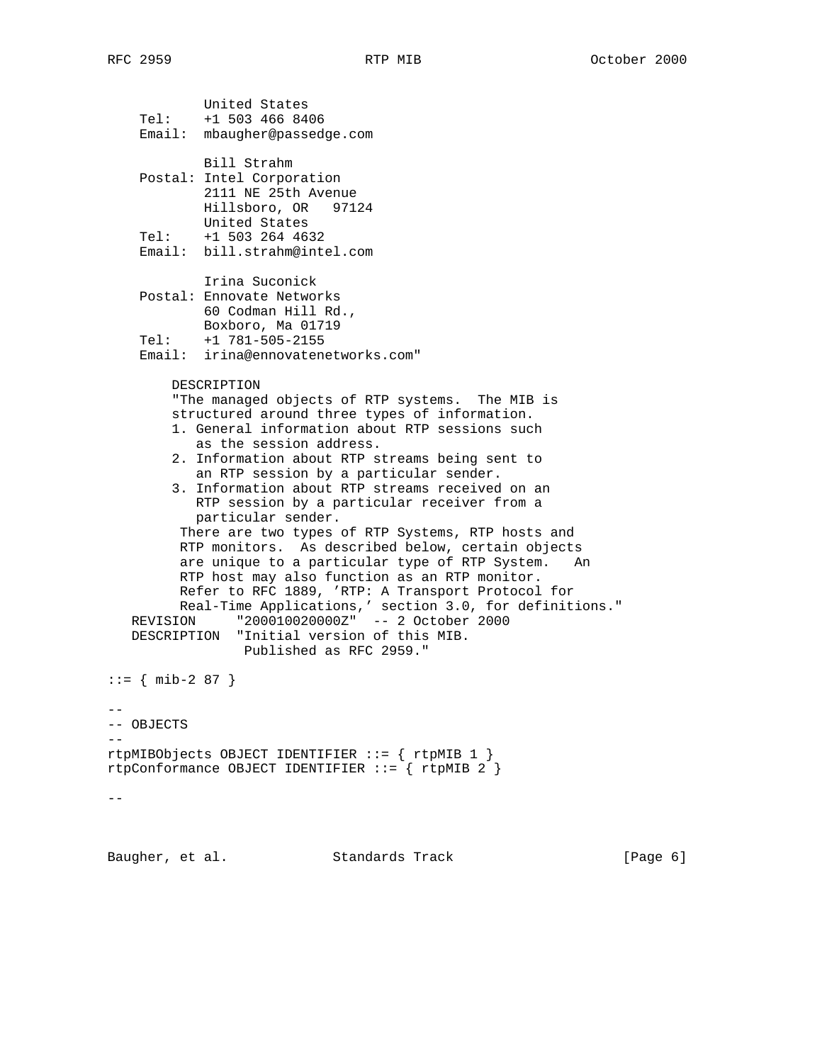```
           United States
    Tel:    +1 503 466 8406
    Email:  mbaugher@passedge.com

            Bill Strahm
    Postal: Intel Corporation
            2111 NE 25th Avenue
            Hillsboro, OR   97124
            United States
    Tel:    +1 503 264 4632
    Email:  bill.strahm@intel.com

            Irina Suconick
    Postal: Ennovate Networks
            60 Codman Hill Rd.,
            Boxboro, Ma 01719
    Tel:    +1 781-505-2155
    Email:  irina@ennovatenetworks.com"

        DESCRIPTION
        "The managed objects of RTP systems.  The MIB is
        structured around three types of information.
        1. General information about RTP sessions such
           as the session address.
        2. Information about RTP streams being sent to
           an RTP session by a particular sender.
        3. Information about RTP streams received on an
           RTP session by a particular receiver from a
           particular sender.
         There are two types of RTP Systems, RTP hosts and
         RTP monitors.  As described below, certain objects
         are unique to a particular type of RTP System.   An
         RTP host may also function as an RTP monitor.
         Refer to RFC 1889, 'RTP: A Transport Protocol for
         Real-Time Applications,' section 3.0, for definitions."
   REVISION     "200010020000Z"  -- 2 October 2000
   DESCRIPTION  "Initial version of this MIB.
                 Published as RFC 2959."

::= { mib-2 87 }

--
-- OBJECTS
--
rtpMIBObjects OBJECT IDENTIFIER ::= { rtpMIB 1 }
rtpConformance OBJECT IDENTIFIER ::= { rtpMIB 2 }

--
```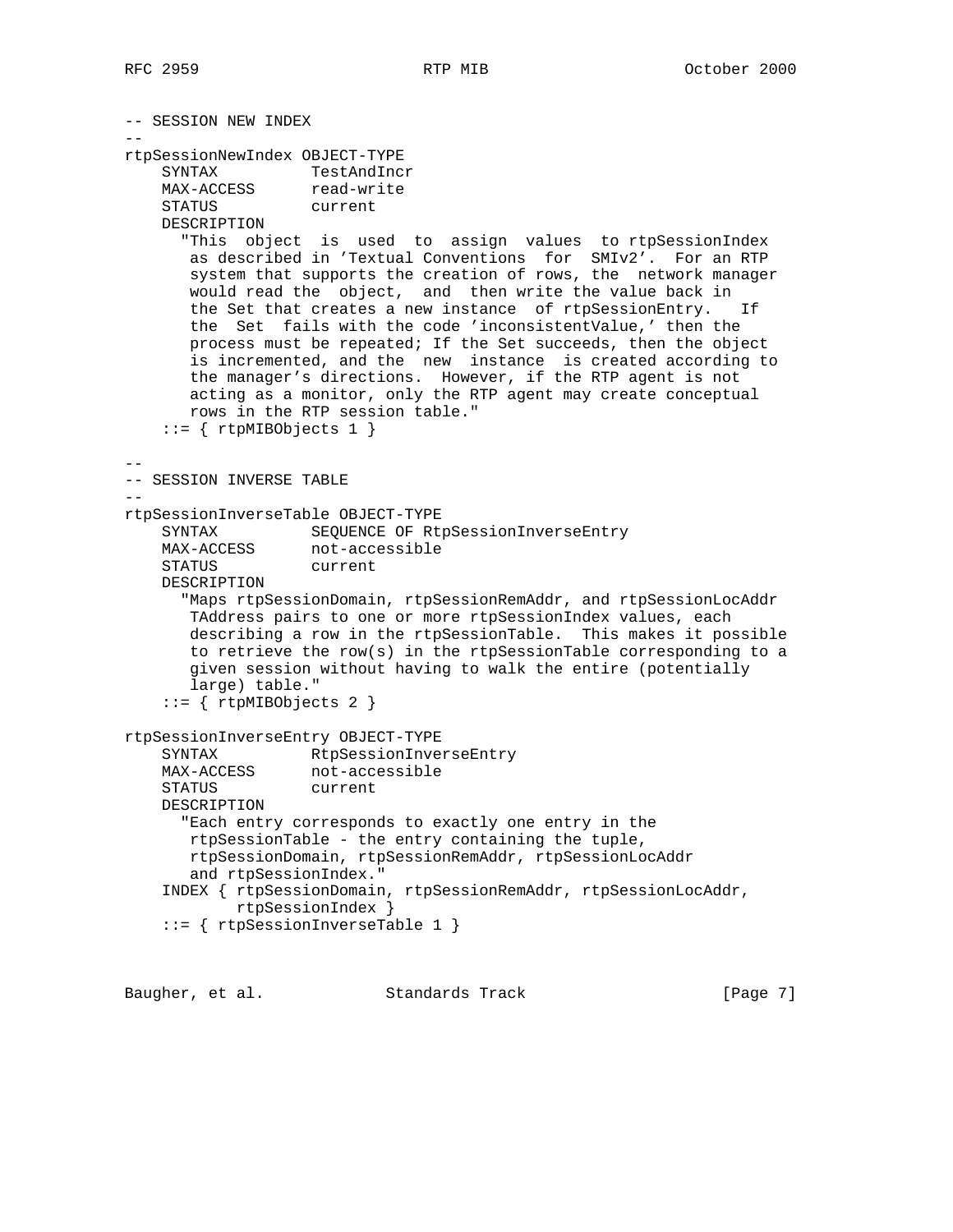```
-- SESSION NEW INDEX
--
rtpSessionNewIndex OBJECT-TYPE
    SYNTAX          TestAndIncr
    MAX-ACCESS      read-write
    STATUS          current
    DESCRIPTION
      "This  object  is  used  to  assign  values  to rtpSessionIndex
       as described in 'Textual Conventions  for  SMIv2'.  For an RTP
       system that supports the creation of rows, the  network manager
       would read the  object,  and  then write the value back in
       the Set that creates a new instance  of rtpSessionEntry.   If
       the  Set  fails with the code 'inconsistentValue,' then the
       process must be repeated; If the Set succeeds, then the object
       is incremented, and the  new  instance  is created according to
       the manager's directions.  However, if the RTP agent is not
       acting as a monitor, only the RTP agent may create conceptual
       rows in the RTP session table."
    ::= { rtpMIBObjects 1 }

--
-- SESSION INVERSE TABLE
--
rtpSessionInverseTable OBJECT-TYPE
    SYNTAX          SEQUENCE OF RtpSessionInverseEntry
    MAX-ACCESS      not-accessible
    STATUS          current
    DESCRIPTION
      "Maps rtpSessionDomain, rtpSessionRemAddr, and rtpSessionLocAddr
       TAddress pairs to one or more rtpSessionIndex values, each
       describing a row in the rtpSessionTable.  This makes it possible
       to retrieve the row(s) in the rtpSessionTable corresponding to a
       given session without having to walk the entire (potentially
       large) table."
    ::= { rtpMIBObjects 2 }

rtpSessionInverseEntry OBJECT-TYPE
    SYNTAX          RtpSessionInverseEntry
    MAX-ACCESS      not-accessible
    STATUS          current
    DESCRIPTION
      "Each entry corresponds to exactly one entry in the
       rtpSessionTable - the entry containing the tuple,
       rtpSessionDomain, rtpSessionRemAddr, rtpSessionLocAddr
       and rtpSessionIndex."
    INDEX { rtpSessionDomain, rtpSessionRemAddr, rtpSessionLocAddr,
            rtpSessionIndex }
    ::= { rtpSessionInverseTable 1 }
```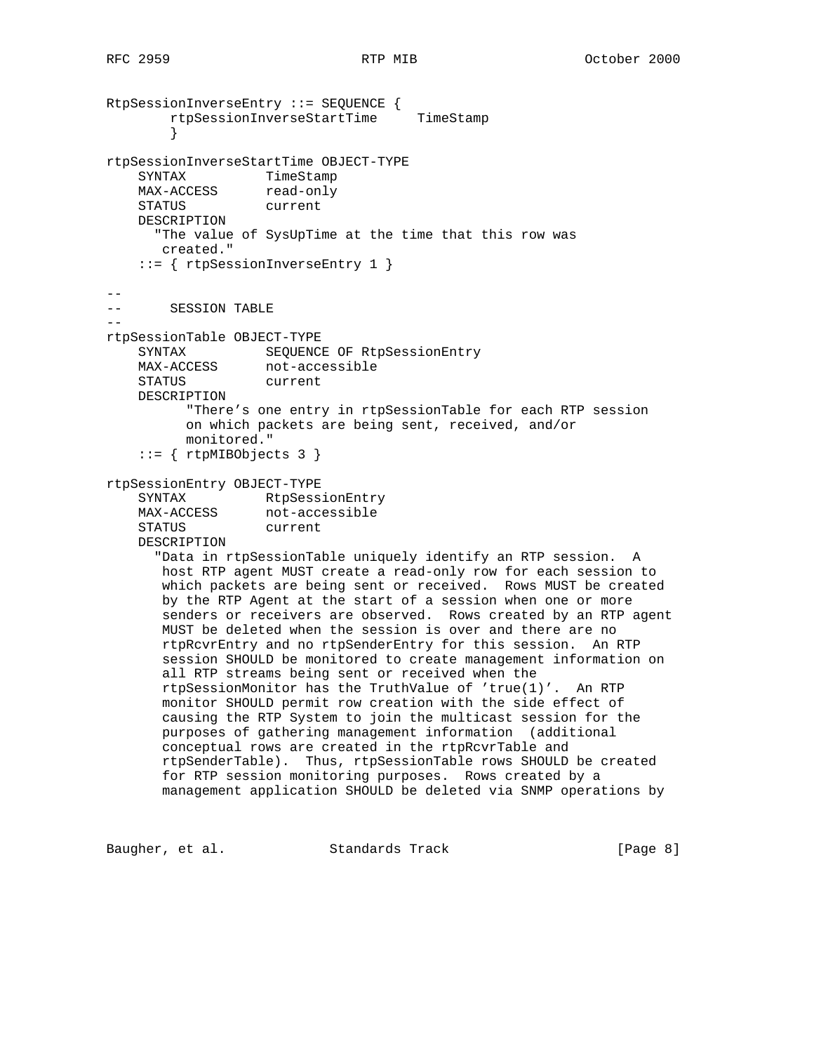```
RtpSessionInverseEntry ::= SEQUENCE {
        rtpSessionInverseStartTime     TimeStamp
        }

rtpSessionInverseStartTime OBJECT-TYPE
    SYNTAX          TimeStamp
    MAX-ACCESS      read-only
    STATUS          current
    DESCRIPTION
      "The value of SysUpTime at the time that this row was
       created."
    ::= { rtpSessionInverseEntry 1 }

--
--      SESSION TABLE
--
rtpSessionTable OBJECT-TYPE
    SYNTAX          SEQUENCE OF RtpSessionEntry
    MAX-ACCESS      not-accessible
    STATUS          current
    DESCRIPTION
          "There's one entry in rtpSessionTable for each RTP session
          on which packets are being sent, received, and/or
          monitored."
    ::= { rtpMIBObjects 3 }

rtpSessionEntry OBJECT-TYPE
    SYNTAX          RtpSessionEntry
    MAX-ACCESS      not-accessible
    STATUS          current
    DESCRIPTION
      "Data in rtpSessionTable uniquely identify an RTP session.  A
       host RTP agent MUST create a read-only row for each session to
       which packets are being sent or received.  Rows MUST be created
       by the RTP Agent at the start of a session when one or more
       senders or receivers are observed.  Rows created by an RTP agent
       MUST be deleted when the session is over and there are no
       rtpRcvrEntry and no rtpSenderEntry for this session.  An RTP
       session SHOULD be monitored to create management information on
       all RTP streams being sent or received when the
       rtpSessionMonitor has the TruthValue of 'true(1)'.  An RTP
       monitor SHOULD permit row creation with the side effect of
       causing the RTP System to join the multicast session for the
       purposes of gathering management information  (additional
       conceptual rows are created in the rtpRcvrTable and
       rtpSenderTable).  Thus, rtpSessionTable rows SHOULD be created
       for RTP session monitoring purposes.  Rows created by a
       management application SHOULD be deleted via SNMP operations by
```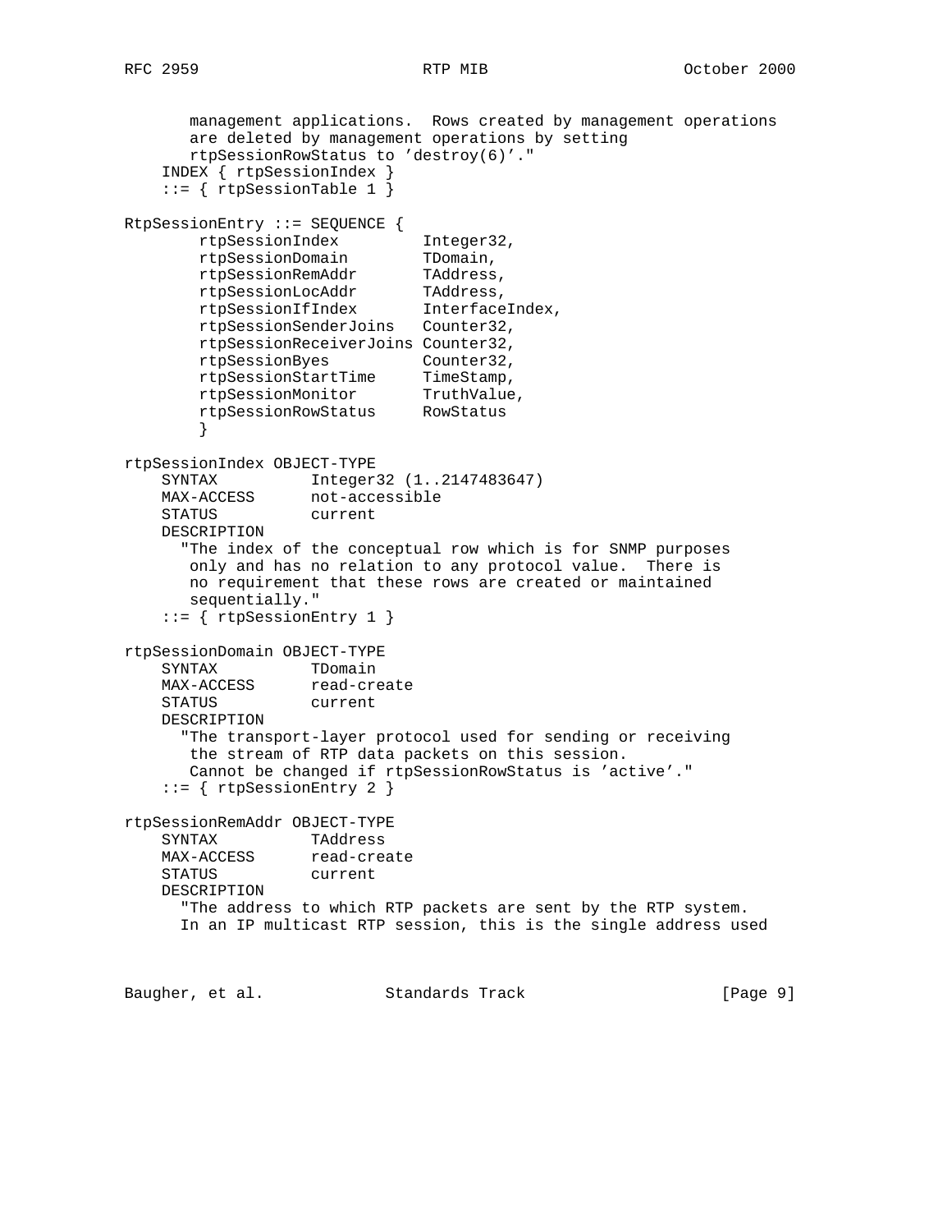```
       management applications.  Rows created by management operations
       are deleted by management operations by setting
       rtpSessionRowStatus to 'destroy(6)'."
    INDEX { rtpSessionIndex }
    ::= { rtpSessionTable 1 }

RtpSessionEntry ::= SEQUENCE {
        rtpSessionIndex         Integer32,
        rtpSessionDomain        TDomain,
        rtpSessionRemAddr       TAddress,
        rtpSessionLocAddr       TAddress,
        rtpSessionIfIndex       InterfaceIndex,
        rtpSessionSenderJoins   Counter32,
        rtpSessionReceiverJoins Counter32,
        rtpSessionByes          Counter32,
        rtpSessionStartTime     TimeStamp,
        rtpSessionMonitor       TruthValue,
        rtpSessionRowStatus     RowStatus
        }

rtpSessionIndex OBJECT-TYPE
    SYNTAX          Integer32 (1..2147483647)
    MAX-ACCESS      not-accessible
    STATUS          current
    DESCRIPTION
      "The index of the conceptual row which is for SNMP purposes
       only and has no relation to any protocol value.  There is
       no requirement that these rows are created or maintained
       sequentially."
    ::= { rtpSessionEntry 1 }

rtpSessionDomain OBJECT-TYPE
    SYNTAX          TDomain
    MAX-ACCESS      read-create
    STATUS          current
    DESCRIPTION
      "The transport-layer protocol used for sending or receiving
       the stream of RTP data packets on this session.
       Cannot be changed if rtpSessionRowStatus is 'active'."
    ::= { rtpSessionEntry 2 }

rtpSessionRemAddr OBJECT-TYPE
    SYNTAX          TAddress
    MAX-ACCESS      read-create
    STATUS          current
    DESCRIPTION
      "The address to which RTP packets are sent by the RTP system.
      In an IP multicast RTP session, this is the single address used
```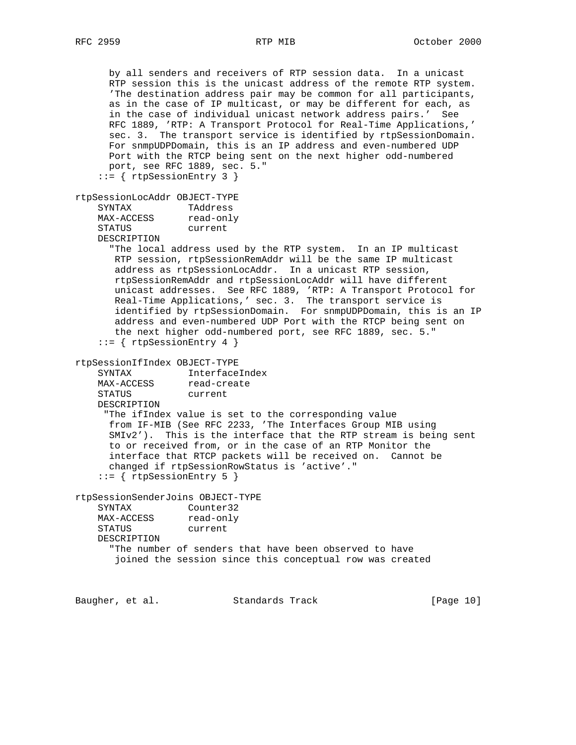```
      by all senders and receivers of RTP session data.  In a unicast
      RTP session this is the unicast address of the remote RTP system.
      'The destination address pair may be common for all participants,
      as in the case of IP multicast, or may be different for each, as
      in the case of individual unicast network address pairs.'  See
      RFC 1889, 'RTP: A Transport Protocol for Real-Time Applications,'
      sec. 3.  The transport service is identified by rtpSessionDomain.
      For snmpUDPDomain, this is an IP address and even-numbered UDP
      Port with the RTCP being sent on the next higher odd-numbered
      port, see RFC 1889, sec. 5."
    ::= { rtpSessionEntry 3 }

rtpSessionLocAddr OBJECT-TYPE
    SYNTAX          TAddress
    MAX-ACCESS      read-only
    STATUS          current
    DESCRIPTION
      "The local address used by the RTP system.  In an IP multicast
       RTP session, rtpSessionRemAddr will be the same IP multicast
       address as rtpSessionLocAddr.  In a unicast RTP session,
       rtpSessionRemAddr and rtpSessionLocAddr will have different
       unicast addresses.  See RFC 1889, 'RTP: A Transport Protocol for
       Real-Time Applications,' sec. 3.  The transport service is
       identified by rtpSessionDomain.  For snmpUDPDomain, this is an IP
       address and even-numbered UDP Port with the RTCP being sent on
       the next higher odd-numbered port, see RFC 1889, sec. 5."
    ::= { rtpSessionEntry 4 }

rtpSessionIfIndex OBJECT-TYPE
    SYNTAX          InterfaceIndex
    MAX-ACCESS      read-create
    STATUS          current
    DESCRIPTION
     "The ifIndex value is set to the corresponding value
      from IF-MIB (See RFC 2233, 'The Interfaces Group MIB using
      SMIv2').  This is the interface that the RTP stream is being sent
      to or received from, or in the case of an RTP Monitor the
      interface that RTCP packets will be received on.  Cannot be
      changed if rtpSessionRowStatus is 'active'."
    ::= { rtpSessionEntry 5 }

rtpSessionSenderJoins OBJECT-TYPE
    SYNTAX          Counter32
    MAX-ACCESS      read-only
    STATUS          current
    DESCRIPTION
      "The number of senders that have been observed to have
       joined the session since this conceptual row was created
```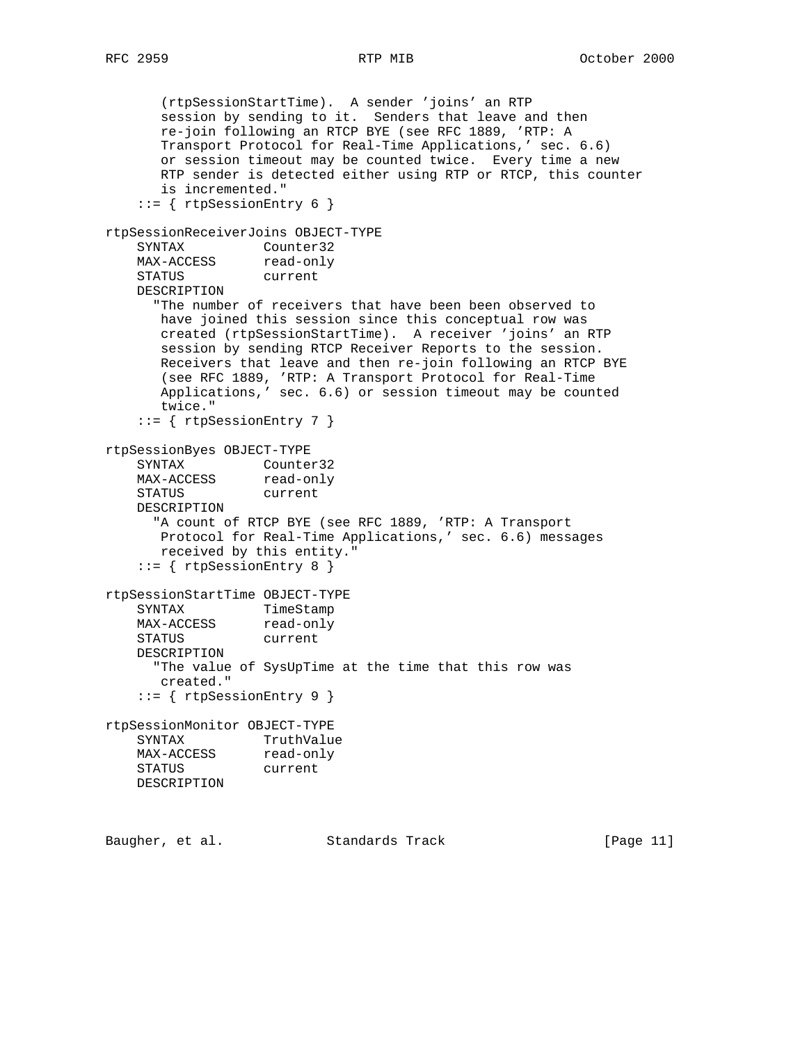```
       (rtpSessionStartTime).  A sender 'joins' an RTP
       session by sending to it.  Senders that leave and then
       re-join following an RTCP BYE (see RFC 1889, 'RTP: A
       Transport Protocol for Real-Time Applications,' sec. 6.6)
       or session timeout may be counted twice.  Every time a new
       RTP sender is detected either using RTP or RTCP, this counter
       is incremented."
    ::= { rtpSessionEntry 6 }

rtpSessionReceiverJoins OBJECT-TYPE
    SYNTAX          Counter32
    MAX-ACCESS      read-only
    STATUS          current
    DESCRIPTION
      "The number of receivers that have been been observed to
       have joined this session since this conceptual row was
       created (rtpSessionStartTime).  A receiver 'joins' an RTP
       session by sending RTCP Receiver Reports to the session.
       Receivers that leave and then re-join following an RTCP BYE
       (see RFC 1889, 'RTP: A Transport Protocol for Real-Time
       Applications,' sec. 6.6) or session timeout may be counted
       twice."
    ::= { rtpSessionEntry 7 }

rtpSessionByes OBJECT-TYPE
    SYNTAX          Counter32
    MAX-ACCESS      read-only
    STATUS          current
    DESCRIPTION
      "A count of RTCP BYE (see RFC 1889, 'RTP: A Transport
       Protocol for Real-Time Applications,' sec. 6.6) messages
       received by this entity."
    ::= { rtpSessionEntry 8 }

rtpSessionStartTime OBJECT-TYPE
    SYNTAX          TimeStamp
    MAX-ACCESS      read-only
    STATUS          current
    DESCRIPTION
      "The value of SysUpTime at the time that this row was
       created."
    ::= { rtpSessionEntry 9 }

rtpSessionMonitor OBJECT-TYPE
    SYNTAX          TruthValue
    MAX-ACCESS      read-only
    STATUS          current
    DESCRIPTION
```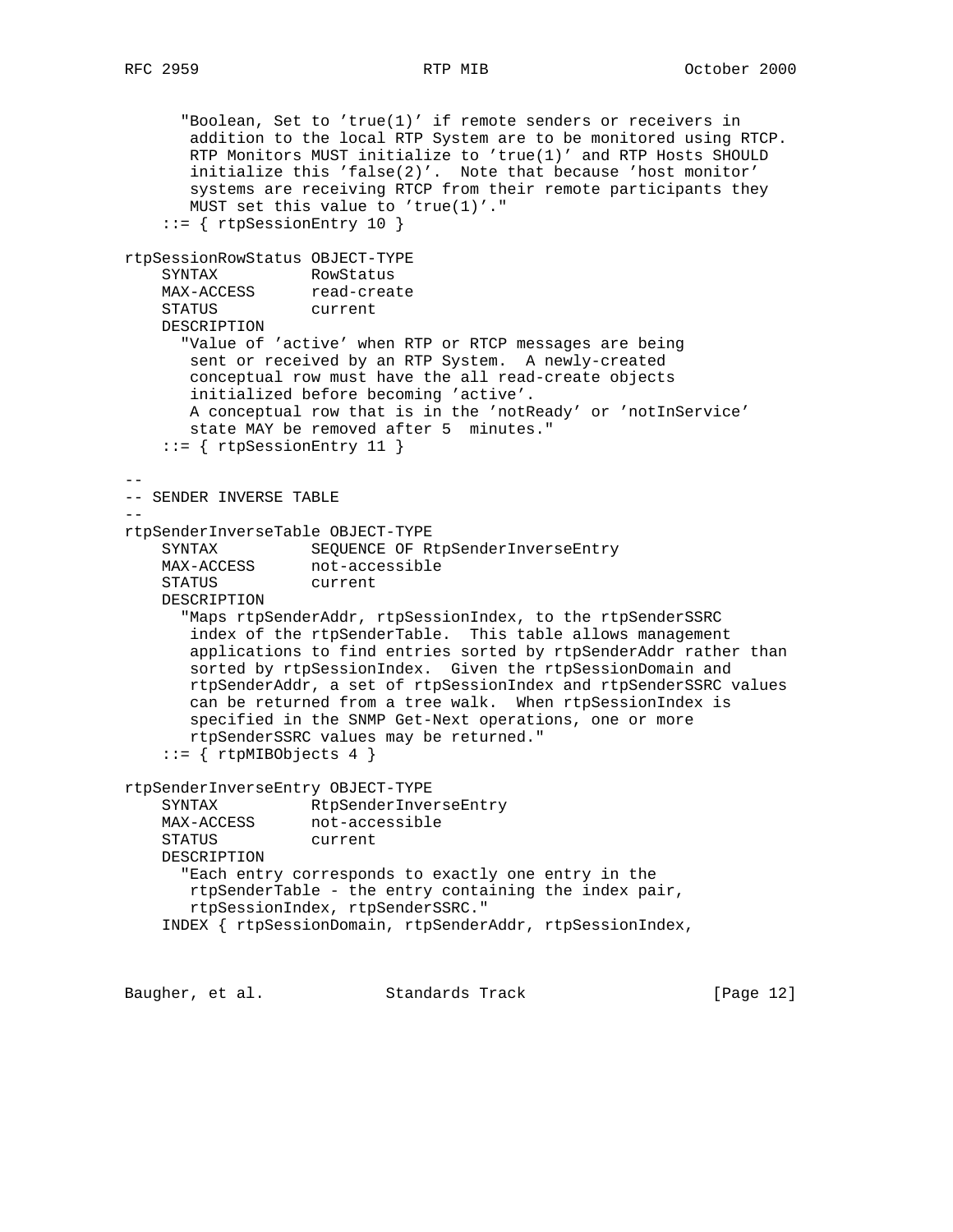```
      "Boolean, Set to 'true(1)' if remote senders or receivers in
       addition to the local RTP System are to be monitored using RTCP.
       RTP Monitors MUST initialize to 'true(1)' and RTP Hosts SHOULD
       initialize this 'false(2)'.  Note that because 'host monitor'
       systems are receiving RTCP from their remote participants they
       MUST set this value to 'true(1)'."
    ::= { rtpSessionEntry 10 }

rtpSessionRowStatus OBJECT-TYPE
    SYNTAX          RowStatus
    MAX-ACCESS      read-create
    STATUS          current
    DESCRIPTION
      "Value of 'active' when RTP or RTCP messages are being
       sent or received by an RTP System.  A newly-created
       conceptual row must have the all read-create objects
       initialized before becoming 'active'.
       A conceptual row that is in the 'notReady' or 'notInService'
       state MAY be removed after 5  minutes."
    ::= { rtpSessionEntry 11 }

--
-- SENDER INVERSE TABLE
--
rtpSenderInverseTable OBJECT-TYPE
    SYNTAX          SEQUENCE OF RtpSenderInverseEntry
    MAX-ACCESS      not-accessible
    STATUS          current
    DESCRIPTION
      "Maps rtpSenderAddr, rtpSessionIndex, to the rtpSenderSSRC
       index of the rtpSenderTable.  This table allows management
       applications to find entries sorted by rtpSenderAddr rather than
       sorted by rtpSessionIndex.  Given the rtpSessionDomain and
       rtpSenderAddr, a set of rtpSessionIndex and rtpSenderSSRC values
       can be returned from a tree walk.  When rtpSessionIndex is
       specified in the SNMP Get-Next operations, one or more
       rtpSenderSSRC values may be returned."
    ::= { rtpMIBObjects 4 }

rtpSenderInverseEntry OBJECT-TYPE
    SYNTAX          RtpSenderInverseEntry
    MAX-ACCESS      not-accessible
    STATUS          current
    DESCRIPTION
      "Each entry corresponds to exactly one entry in the
       rtpSenderTable - the entry containing the index pair,
       rtpSessionIndex, rtpSenderSSRC."
    INDEX { rtpSessionDomain, rtpSenderAddr, rtpSessionIndex,
```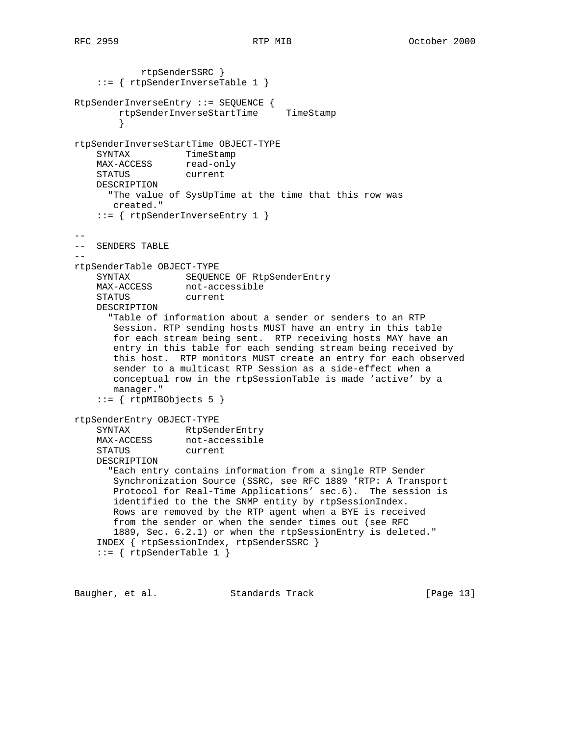```
            rtpSenderSSRC }
    ::= { rtpSenderInverseTable 1 }

RtpSenderInverseEntry ::= SEQUENCE {
        rtpSenderInverseStartTime     TimeStamp
        }

rtpSenderInverseStartTime OBJECT-TYPE
    SYNTAX          TimeStamp
    MAX-ACCESS      read-only
    STATUS          current
    DESCRIPTION
      "The value of SysUpTime at the time that this row was
       created."
    ::= { rtpSenderInverseEntry 1 }

--
--  SENDERS TABLE
--
rtpSenderTable OBJECT-TYPE
    SYNTAX          SEQUENCE OF RtpSenderEntry
    MAX-ACCESS      not-accessible
    STATUS          current
    DESCRIPTION
      "Table of information about a sender or senders to an RTP
       Session. RTP sending hosts MUST have an entry in this table
       for each stream being sent.  RTP receiving hosts MAY have an
       entry in this table for each sending stream being received by
       this host.  RTP monitors MUST create an entry for each observed
       sender to a multicast RTP Session as a side-effect when a
       conceptual row in the rtpSessionTable is made 'active' by a
       manager."
    ::= { rtpMIBObjects 5 }

rtpSenderEntry OBJECT-TYPE
    SYNTAX          RtpSenderEntry
    MAX-ACCESS      not-accessible
    STATUS          current
    DESCRIPTION
      "Each entry contains information from a single RTP Sender
       Synchronization Source (SSRC, see RFC 1889 'RTP: A Transport
       Protocol for Real-Time Applications' sec.6).  The session is
       identified to the the SNMP entity by rtpSessionIndex.
       Rows are removed by the RTP agent when a BYE is received
       from the sender or when the sender times out (see RFC
       1889, Sec. 6.2.1) or when the rtpSessionEntry is deleted."
    INDEX { rtpSessionIndex, rtpSenderSSRC }
    ::= { rtpSenderTable 1 }
```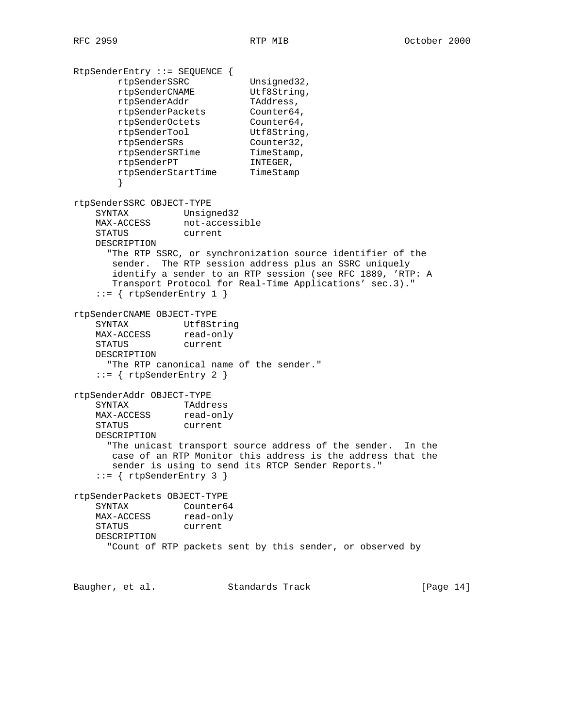```
RtpSenderEntry ::= SEQUENCE {
        rtpSenderSSRC           Unsigned32,
        rtpSenderCNAME          Utf8String,
        rtpSenderAddr           TAddress,
        rtpSenderPackets        Counter64,
        rtpSenderOctets         Counter64,
        rtpSenderTool           Utf8String,
        rtpSenderSRs            Counter32,
        rtpSenderSRTime         TimeStamp,
        rtpSenderPT             INTEGER,
        rtpSenderStartTime      TimeStamp
        }

rtpSenderSSRC OBJECT-TYPE
    SYNTAX          Unsigned32
    MAX-ACCESS      not-accessible
    STATUS          current
    DESCRIPTION
      "The RTP SSRC, or synchronization source identifier of the
       sender.  The RTP session address plus an SSRC uniquely
       identify a sender to an RTP session (see RFC 1889, 'RTP: A
       Transport Protocol for Real-Time Applications' sec.3)."
    ::= { rtpSenderEntry 1 }

rtpSenderCNAME OBJECT-TYPE
    SYNTAX          Utf8String
    MAX-ACCESS      read-only
    STATUS          current
    DESCRIPTION
      "The RTP canonical name of the sender."
    ::= { rtpSenderEntry 2 }

rtpSenderAddr OBJECT-TYPE
    SYNTAX          TAddress
    MAX-ACCESS      read-only
    STATUS          current
    DESCRIPTION
      "The unicast transport source address of the sender.  In the
       case of an RTP Monitor this address is the address that the
       sender is using to send its RTCP Sender Reports."
    ::= { rtpSenderEntry 3 }

rtpSenderPackets OBJECT-TYPE
    SYNTAX          Counter64
    MAX-ACCESS      read-only
    STATUS          current
    DESCRIPTION
      "Count of RTP packets sent by this sender, or observed by
```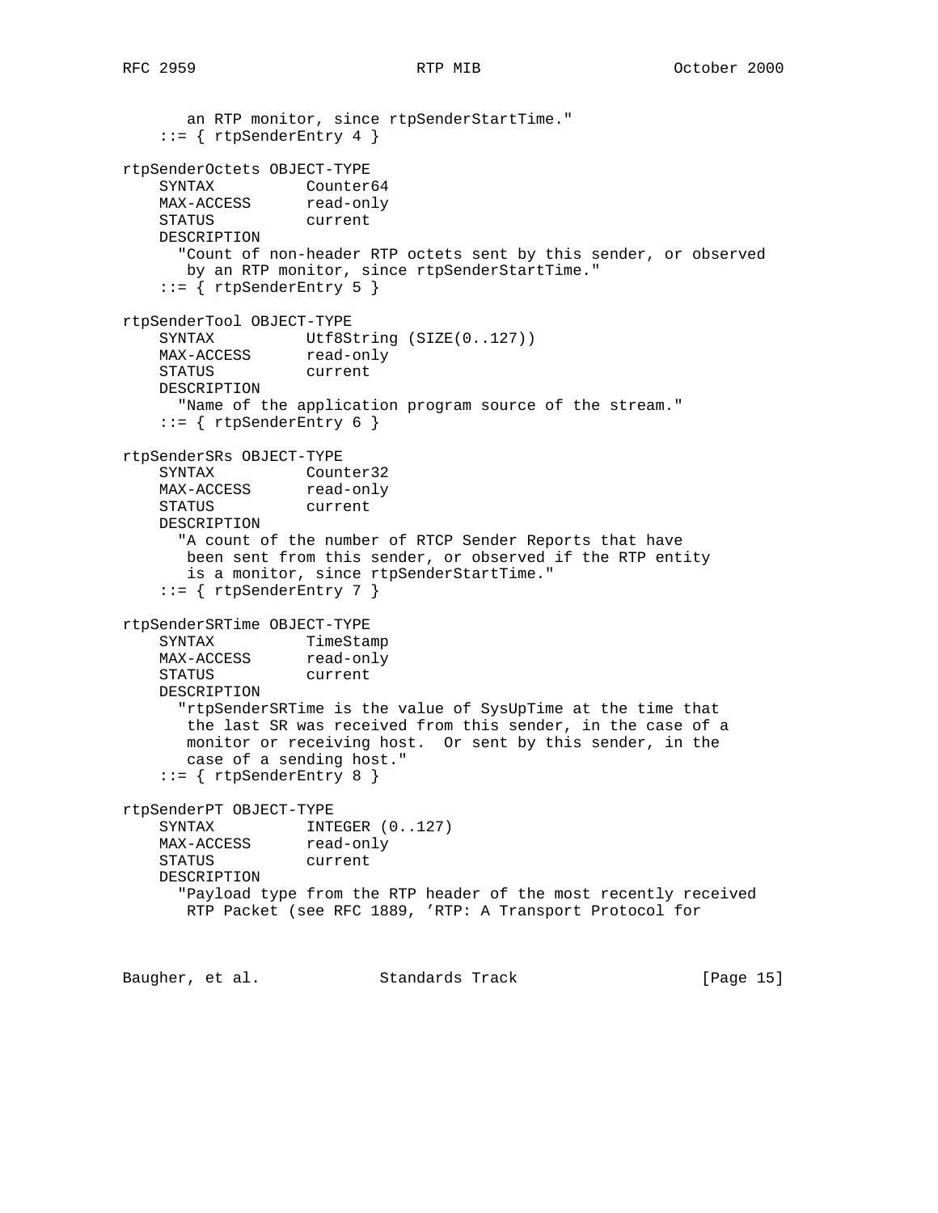```
       an RTP monitor, since rtpSenderStartTime."
    ::= { rtpSenderEntry 4 }

rtpSenderOctets OBJECT-TYPE
    SYNTAX          Counter64
    MAX-ACCESS      read-only
    STATUS          current
    DESCRIPTION
      "Count of non-header RTP octets sent by this sender, or observed
       by an RTP monitor, since rtpSenderStartTime."
    ::= { rtpSenderEntry 5 }

rtpSenderTool OBJECT-TYPE
    SYNTAX          Utf8String (SIZE(0..127))
    MAX-ACCESS      read-only
    STATUS          current
    DESCRIPTION
      "Name of the application program source of the stream."
    ::= { rtpSenderEntry 6 }

rtpSenderSRs OBJECT-TYPE
    SYNTAX          Counter32
    MAX-ACCESS      read-only
    STATUS          current
    DESCRIPTION
      "A count of the number of RTCP Sender Reports that have
       been sent from this sender, or observed if the RTP entity
       is a monitor, since rtpSenderStartTime."
    ::= { rtpSenderEntry 7 }

rtpSenderSRTime OBJECT-TYPE
    SYNTAX          TimeStamp
    MAX-ACCESS      read-only
    STATUS          current
    DESCRIPTION
      "rtpSenderSRTime is the value of SysUpTime at the time that
       the last SR was received from this sender, in the case of a
       monitor or receiving host.  Or sent by this sender, in the
       case of a sending host."
    ::= { rtpSenderEntry 8 }

rtpSenderPT OBJECT-TYPE
    SYNTAX          INTEGER (0..127)
    MAX-ACCESS      read-only
    STATUS          current
    DESCRIPTION
      "Payload type from the RTP header of the most recently received
       RTP Packet (see RFC 1889, 'RTP: A Transport Protocol for
```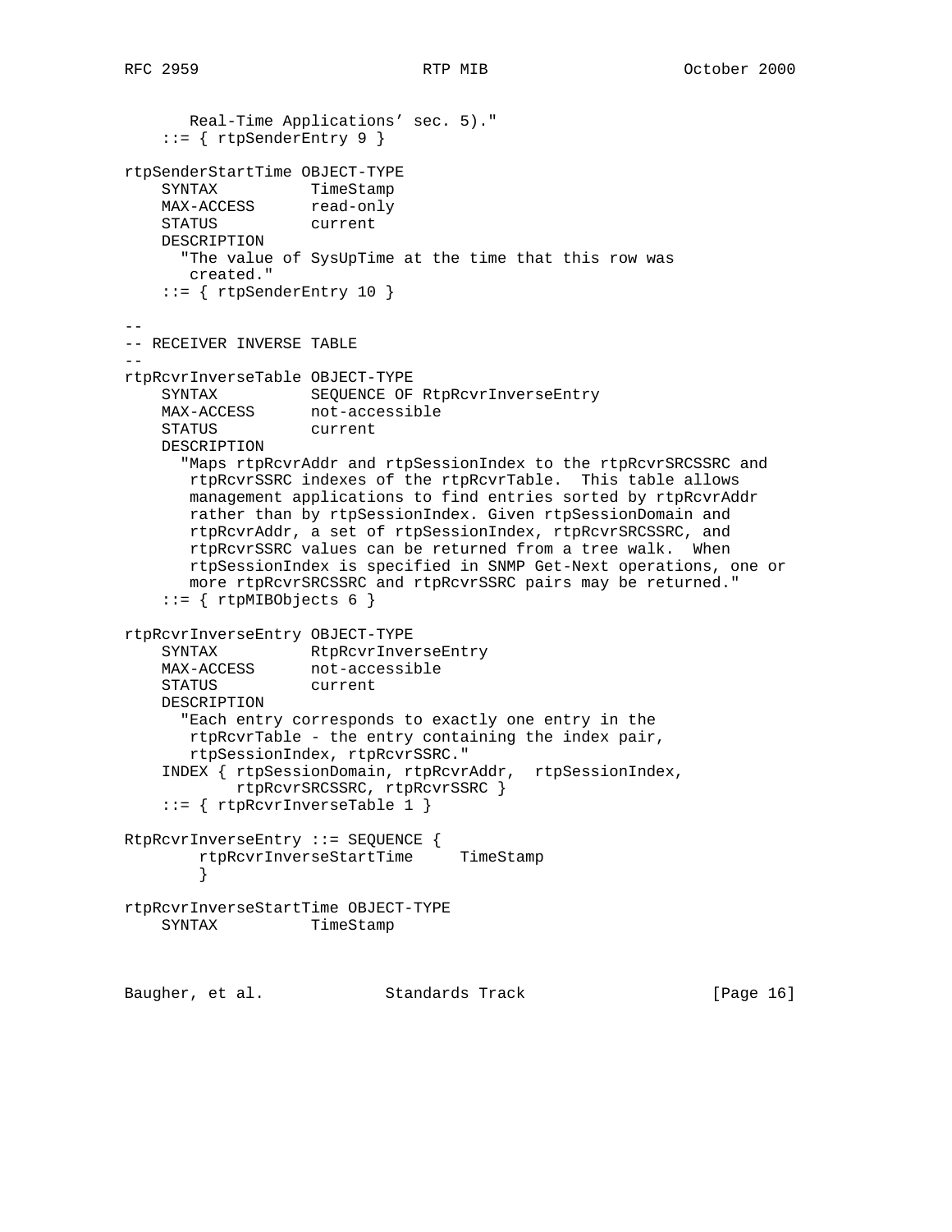```
       Real-Time Applications' sec. 5)."
    ::= { rtpSenderEntry 9 }

rtpSenderStartTime OBJECT-TYPE
    SYNTAX          TimeStamp
    MAX-ACCESS      read-only
    STATUS          current
    DESCRIPTION
      "The value of SysUpTime at the time that this row was
       created."
    ::= { rtpSenderEntry 10 }

--
-- RECEIVER INVERSE TABLE
--
rtpRcvrInverseTable OBJECT-TYPE
    SYNTAX          SEQUENCE OF RtpRcvrInverseEntry
    MAX-ACCESS      not-accessible
    STATUS          current
    DESCRIPTION
      "Maps rtpRcvrAddr and rtpSessionIndex to the rtpRcvrSRCSSRC and
       rtpRcvrSSRC indexes of the rtpRcvrTable.  This table allows
       management applications to find entries sorted by rtpRcvrAddr
       rather than by rtpSessionIndex. Given rtpSessionDomain and
       rtpRcvrAddr, a set of rtpSessionIndex, rtpRcvrSRCSSRC, and
       rtpRcvrSSRC values can be returned from a tree walk.  When
       rtpSessionIndex is specified in SNMP Get-Next operations, one or
       more rtpRcvrSRCSSRC and rtpRcvrSSRC pairs may be returned."
    ::= { rtpMIBObjects 6 }

rtpRcvrInverseEntry OBJECT-TYPE
    SYNTAX          RtpRcvrInverseEntry
    MAX-ACCESS      not-accessible
    STATUS          current
    DESCRIPTION
      "Each entry corresponds to exactly one entry in the
       rtpRcvrTable - the entry containing the index pair,
       rtpSessionIndex, rtpRcvrSSRC."
    INDEX { rtpSessionDomain, rtpRcvrAddr,  rtpSessionIndex,
            rtpRcvrSRCSSRC, rtpRcvrSSRC }
    ::= { rtpRcvrInverseTable 1 }

RtpRcvrInverseEntry ::= SEQUENCE {
        rtpRcvrInverseStartTime     TimeStamp
        }

rtpRcvrInverseStartTime OBJECT-TYPE
    SYNTAX          TimeStamp
```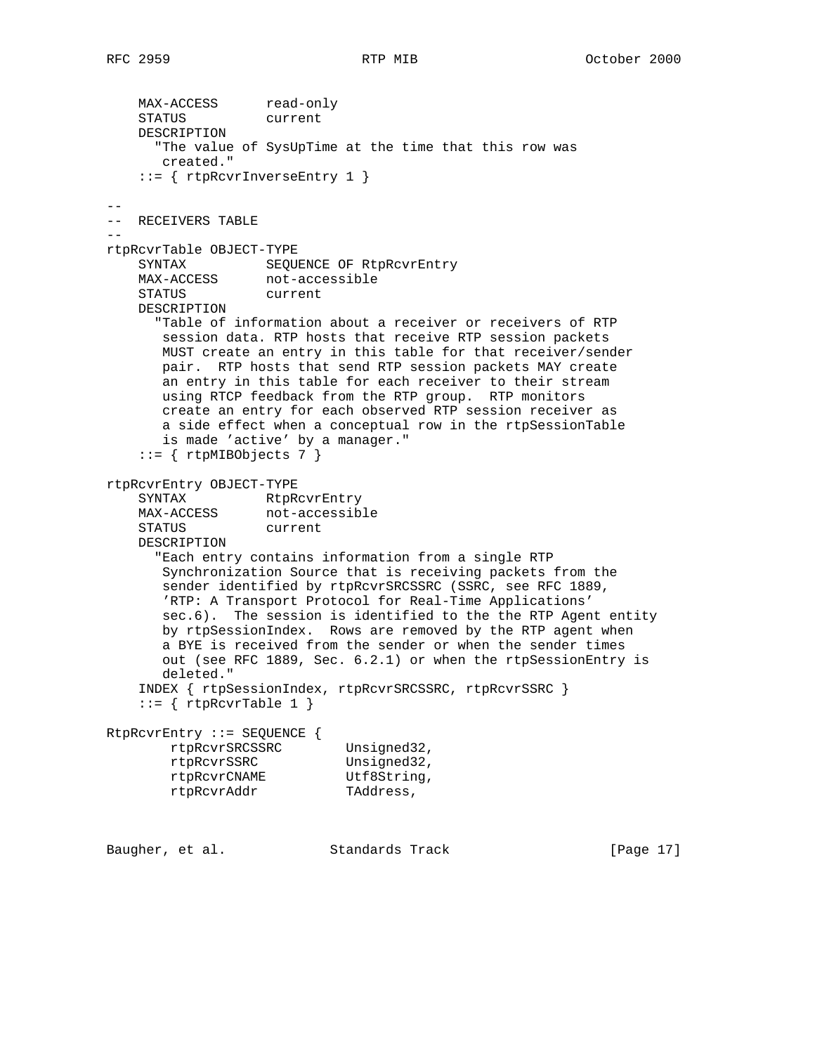```
    MAX-ACCESS      read-only
    STATUS          current
    DESCRIPTION
      "The value of SysUpTime at the time that this row was
       created."
    ::= { rtpRcvrInverseEntry 1 }

--
--  RECEIVERS TABLE
--
rtpRcvrTable OBJECT-TYPE
    SYNTAX          SEQUENCE OF RtpRcvrEntry
    MAX-ACCESS      not-accessible
    STATUS          current
    DESCRIPTION
      "Table of information about a receiver or receivers of RTP
       session data. RTP hosts that receive RTP session packets
       MUST create an entry in this table for that receiver/sender
       pair.  RTP hosts that send RTP session packets MAY create
       an entry in this table for each receiver to their stream
       using RTCP feedback from the RTP group.  RTP monitors
       create an entry for each observed RTP session receiver as
       a side effect when a conceptual row in the rtpSessionTable
       is made 'active' by a manager."
    ::= { rtpMIBObjects 7 }

rtpRcvrEntry OBJECT-TYPE
    SYNTAX          RtpRcvrEntry
    MAX-ACCESS      not-accessible
    STATUS          current
    DESCRIPTION
      "Each entry contains information from a single RTP
       Synchronization Source that is receiving packets from the
       sender identified by rtpRcvrSRCSSRC (SSRC, see RFC 1889,
       'RTP: A Transport Protocol for Real-Time Applications'
       sec.6).  The session is identified to the the RTP Agent entity
       by rtpSessionIndex.  Rows are removed by the RTP agent when
       a BYE is received from the sender or when the sender times
       out (see RFC 1889, Sec. 6.2.1) or when the rtpSessionEntry is
       deleted."
    INDEX { rtpSessionIndex, rtpRcvrSRCSSRC, rtpRcvrSSRC }
    ::= { rtpRcvrTable 1 }

RtpRcvrEntry ::= SEQUENCE {
        rtpRcvrSRCSSRC        Unsigned32,
        rtpRcvrSSRC           Unsigned32,
        rtpRcvrCNAME          Utf8String,
        rtpRcvrAddr           TAddress,
```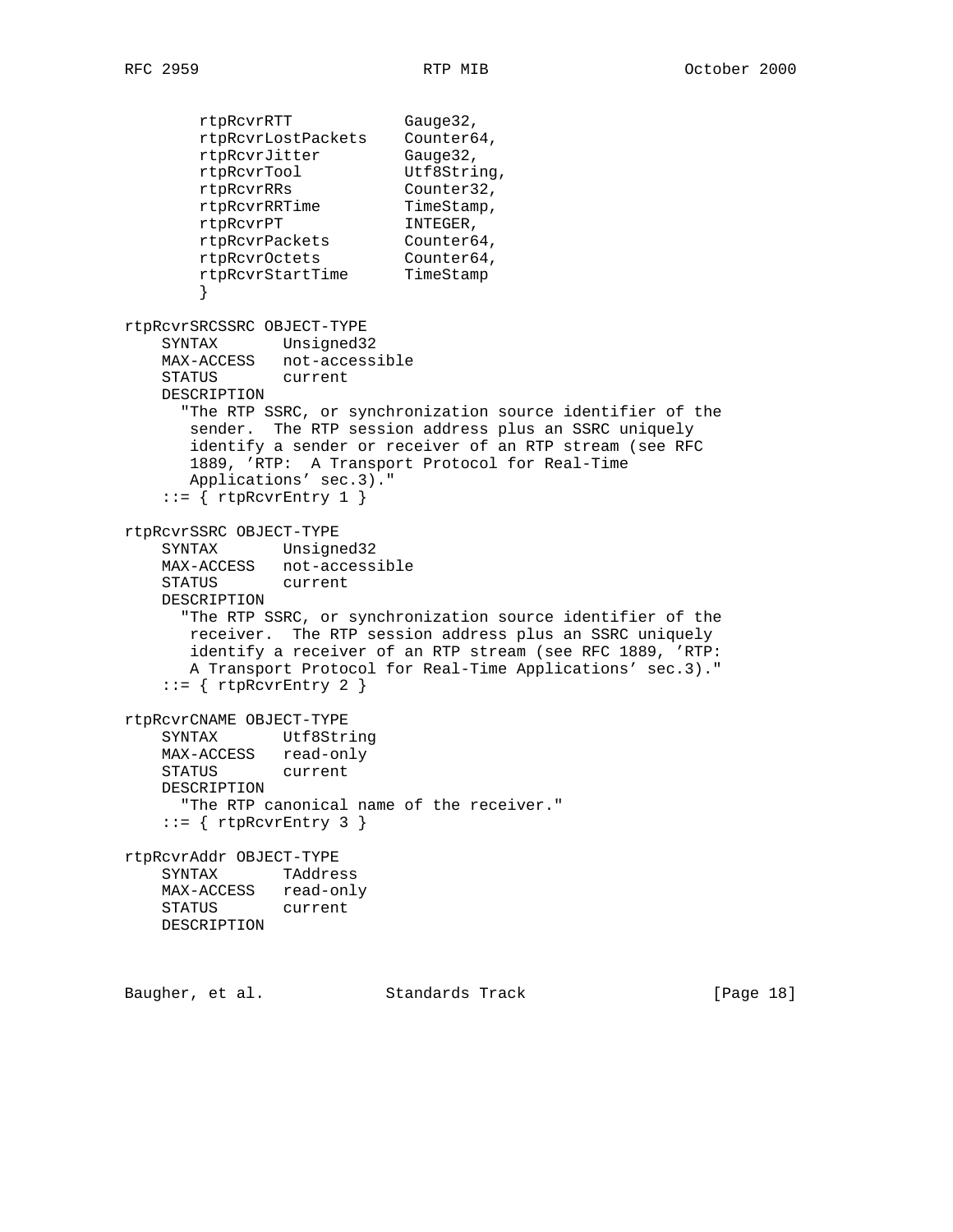```
        rtpRcvrRTT            Gauge32,
        rtpRcvrLostPackets    Counter64,
        rtpRcvrJitter         Gauge32,
        rtpRcvrTool           Utf8String,
        rtpRcvrRRs            Counter32,
        rtpRcvrRRTime         TimeStamp,
        rtpRcvrPT             INTEGER,
        rtpRcvrPackets        Counter64,
        rtpRcvrOctets         Counter64,
        rtpRcvrStartTime      TimeStamp
        }

rtpRcvrSRCSSRC OBJECT-TYPE
    SYNTAX       Unsigned32
    MAX-ACCESS   not-accessible
    STATUS       current
    DESCRIPTION
      "The RTP SSRC, or synchronization source identifier of the
       sender.  The RTP session address plus an SSRC uniquely
       identify a sender or receiver of an RTP stream (see RFC
       1889, 'RTP:  A Transport Protocol for Real-Time
       Applications' sec.3)."
    ::= { rtpRcvrEntry 1 }

rtpRcvrSSRC OBJECT-TYPE
    SYNTAX       Unsigned32
    MAX-ACCESS   not-accessible
    STATUS       current
    DESCRIPTION
      "The RTP SSRC, or synchronization source identifier of the
       receiver.  The RTP session address plus an SSRC uniquely
       identify a receiver of an RTP stream (see RFC 1889, 'RTP:
       A Transport Protocol for Real-Time Applications' sec.3)."
    ::= { rtpRcvrEntry 2 }

rtpRcvrCNAME OBJECT-TYPE
    SYNTAX       Utf8String
    MAX-ACCESS   read-only
    STATUS       current
    DESCRIPTION
      "The RTP canonical name of the receiver."
    ::= { rtpRcvrEntry 3 }

rtpRcvrAddr OBJECT-TYPE
    SYNTAX       TAddress
    MAX-ACCESS   read-only
    STATUS       current
    DESCRIPTION
```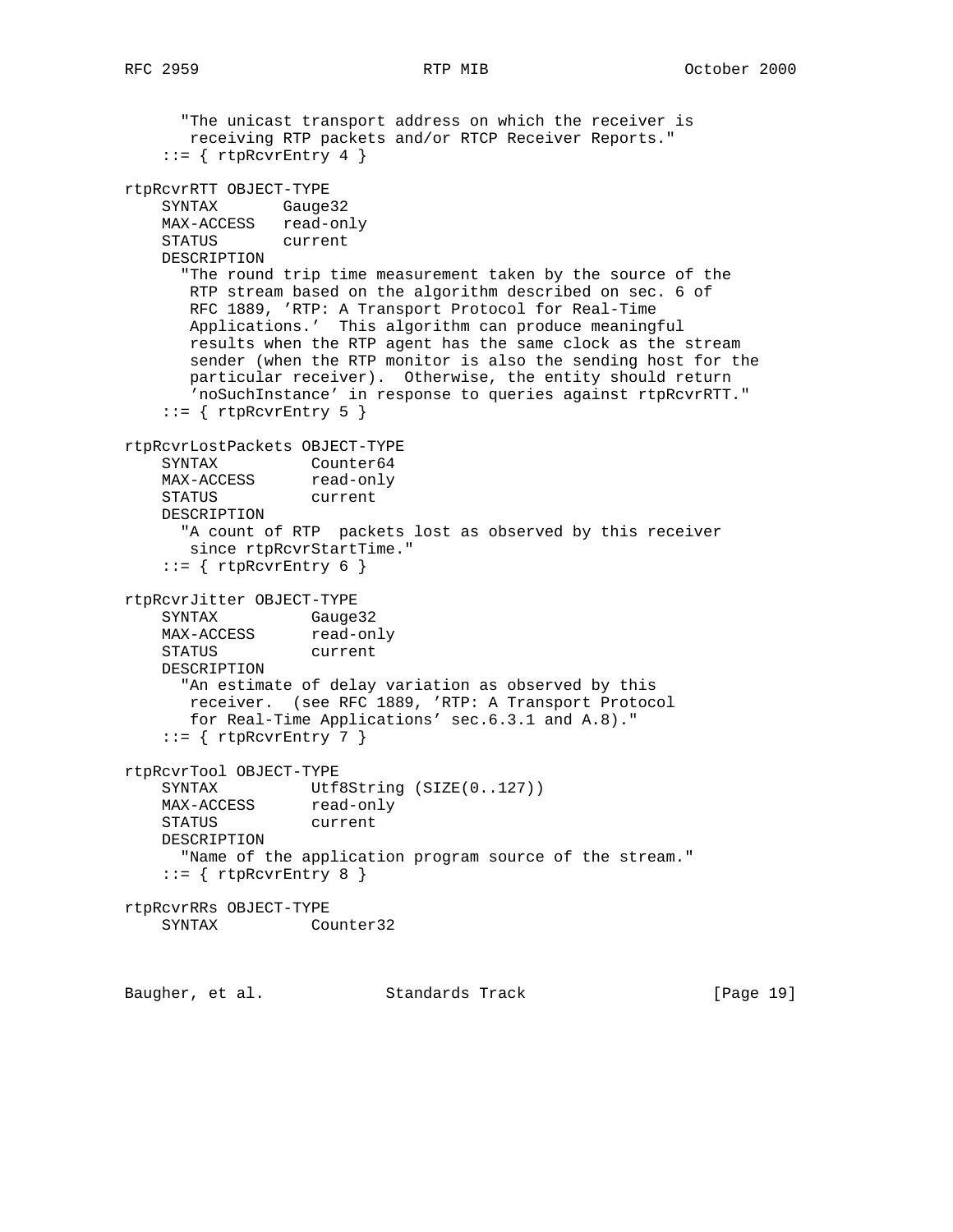```
      "The unicast transport address on which the receiver is
       receiving RTP packets and/or RTCP Receiver Reports."
    ::= { rtpRcvrEntry 4 }

rtpRcvrRTT OBJECT-TYPE
    SYNTAX       Gauge32
    MAX-ACCESS   read-only
    STATUS       current
    DESCRIPTION
      "The round trip time measurement taken by the source of the
       RTP stream based on the algorithm described on sec. 6 of
       RFC 1889, 'RTP: A Transport Protocol for Real-Time
       Applications.'  This algorithm can produce meaningful
       results when the RTP agent has the same clock as the stream
       sender (when the RTP monitor is also the sending host for the
       particular receiver).  Otherwise, the entity should return
       'noSuchInstance' in response to queries against rtpRcvrRTT."
    ::= { rtpRcvrEntry 5 }

rtpRcvrLostPackets OBJECT-TYPE
    SYNTAX          Counter64
    MAX-ACCESS      read-only
    STATUS          current
    DESCRIPTION
      "A count of RTP  packets lost as observed by this receiver
       since rtpRcvrStartTime."
    ::= { rtpRcvrEntry 6 }

rtpRcvrJitter OBJECT-TYPE
    SYNTAX          Gauge32
    MAX-ACCESS      read-only
    STATUS          current
    DESCRIPTION
      "An estimate of delay variation as observed by this
       receiver.  (see RFC 1889, 'RTP: A Transport Protocol
       for Real-Time Applications' sec.6.3.1 and A.8)."
    ::= { rtpRcvrEntry 7 }

rtpRcvrTool OBJECT-TYPE
    SYNTAX          Utf8String (SIZE(0..127))
    MAX-ACCESS      read-only
    STATUS          current
    DESCRIPTION
      "Name of the application program source of the stream."
    ::= { rtpRcvrEntry 8 }

rtpRcvrRRs OBJECT-TYPE
    SYNTAX          Counter32
```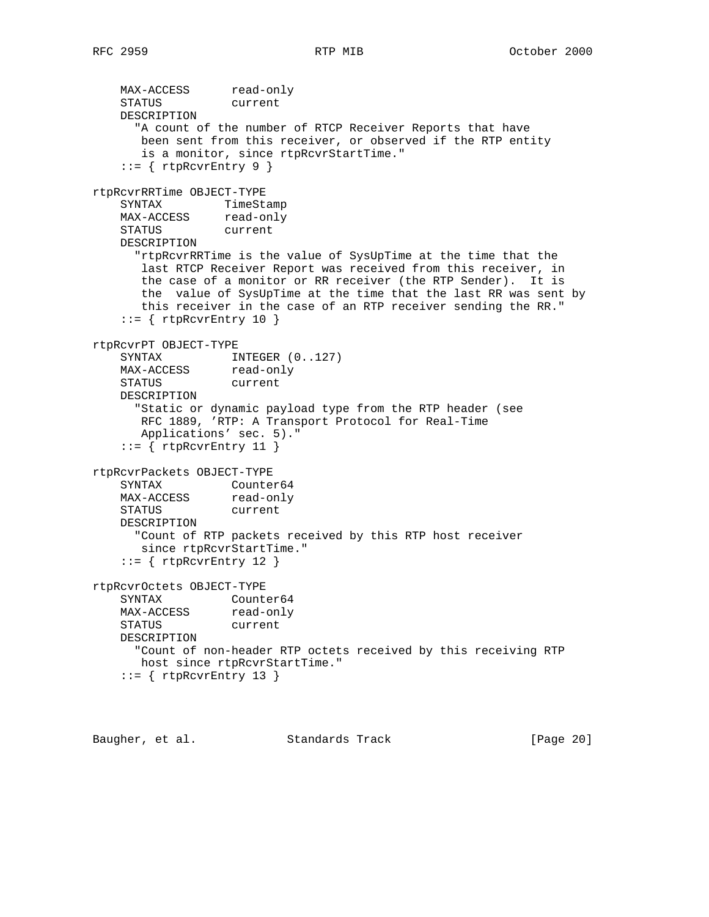```
    MAX-ACCESS      read-only
    STATUS          current
    DESCRIPTION
      "A count of the number of RTCP Receiver Reports that have
       been sent from this receiver, or observed if the RTP entity
       is a monitor, since rtpRcvrStartTime."
    ::= { rtpRcvrEntry 9 }

rtpRcvrRRTime OBJECT-TYPE
    SYNTAX         TimeStamp
    MAX-ACCESS     read-only
    STATUS         current
    DESCRIPTION
      "rtpRcvrRRTime is the value of SysUpTime at the time that the
       last RTCP Receiver Report was received from this receiver, in
       the case of a monitor or RR receiver (the RTP Sender).  It is
       the  value of SysUpTime at the time that the last RR was sent by
       this receiver in the case of an RTP receiver sending the RR."
    ::= { rtpRcvrEntry 10 }

rtpRcvrPT OBJECT-TYPE
    SYNTAX          INTEGER (0..127)
    MAX-ACCESS      read-only
    STATUS          current
    DESCRIPTION
      "Static or dynamic payload type from the RTP header (see
       RFC 1889, 'RTP: A Transport Protocol for Real-Time
       Applications' sec. 5)."
    ::= { rtpRcvrEntry 11 }

rtpRcvrPackets OBJECT-TYPE
    SYNTAX          Counter64
    MAX-ACCESS      read-only
    STATUS          current
    DESCRIPTION
      "Count of RTP packets received by this RTP host receiver
       since rtpRcvrStartTime."
    ::= { rtpRcvrEntry 12 }

rtpRcvrOctets OBJECT-TYPE
    SYNTAX          Counter64
    MAX-ACCESS      read-only
    STATUS          current
    DESCRIPTION
      "Count of non-header RTP octets received by this receiving RTP
       host since rtpRcvrStartTime."
    ::= { rtpRcvrEntry 13 }
```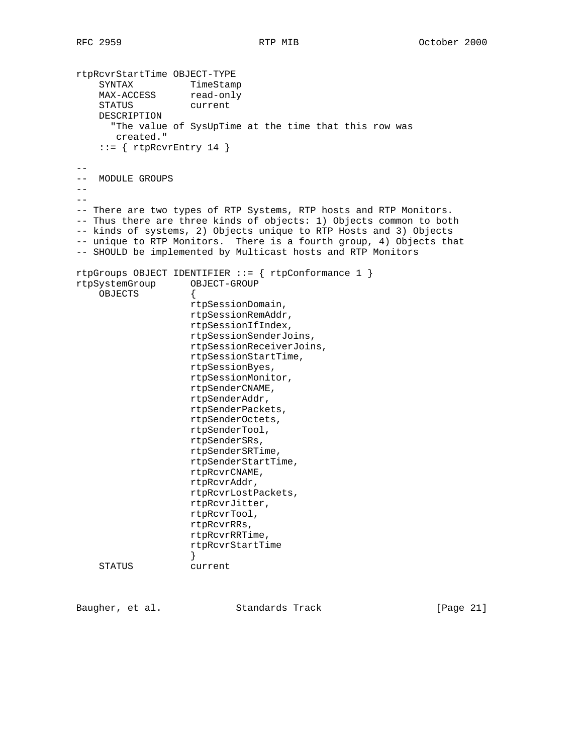```
rtpRcvrStartTime OBJECT-TYPE
    SYNTAX          TimeStamp
    MAX-ACCESS      read-only
    STATUS          current
    DESCRIPTION
      "The value of SysUpTime at the time that this row was
       created."
    ::= { rtpRcvrEntry 14 }

--
--  MODULE GROUPS
--
--
-- There are two types of RTP Systems, RTP hosts and RTP Monitors.
-- Thus there are three kinds of objects: 1) Objects common to both
-- kinds of systems, 2) Objects unique to RTP Hosts and 3) Objects
-- unique to RTP Monitors.  There is a fourth group, 4) Objects that
-- SHOULD be implemented by Multicast hosts and RTP Monitors

rtpGroups OBJECT IDENTIFIER ::= { rtpConformance 1 }
rtpSystemGroup      OBJECT-GROUP
    OBJECTS         {
                    rtpSessionDomain,
                    rtpSessionRemAddr,
                    rtpSessionIfIndex,
                    rtpSessionSenderJoins,
                    rtpSessionReceiverJoins,
                    rtpSessionStartTime,
                    rtpSessionByes,
                    rtpSessionMonitor,
                    rtpSenderCNAME,
                    rtpSenderAddr,
                    rtpSenderPackets,
                    rtpSenderOctets,
                    rtpSenderTool,
                    rtpSenderSRs,
                    rtpSenderSRTime,
                    rtpSenderStartTime,
                    rtpRcvrCNAME,
                    rtpRcvrAddr,
                    rtpRcvrLostPackets,
                    rtpRcvrJitter,
                    rtpRcvrTool,
                    rtpRcvrRRs,
                    rtpRcvrRRTime,
                    rtpRcvrStartTime
                    }
    STATUS          current
```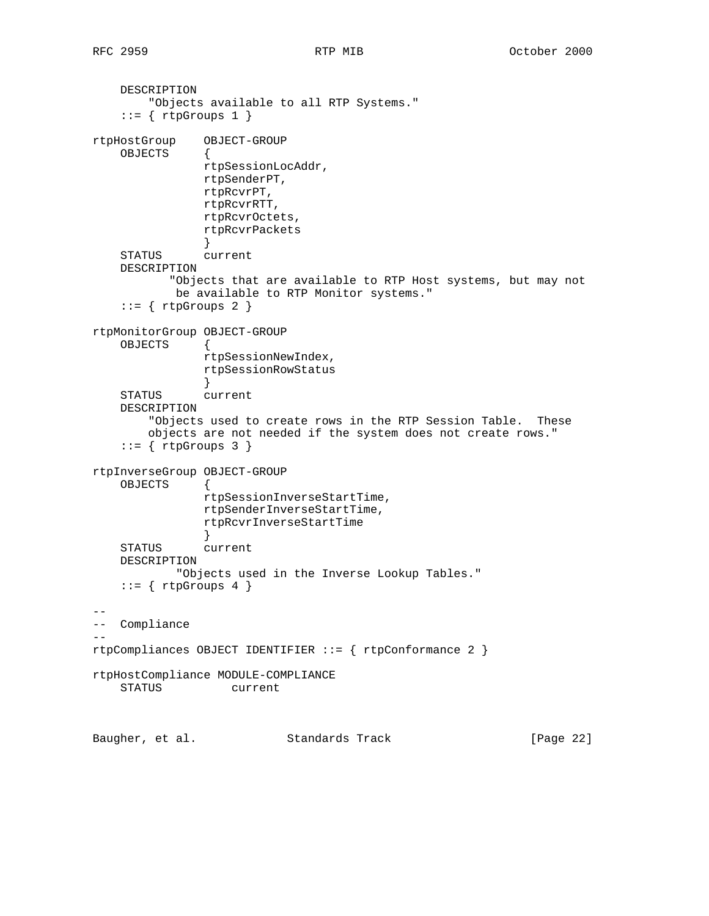```
    DESCRIPTION
        "Objects available to all RTP Systems."
    ::= { rtpGroups 1 }

rtpHostGroup    OBJECT-GROUP
    OBJECTS     {
                rtpSessionLocAddr,
                rtpSenderPT,
                rtpRcvrPT,
                rtpRcvrRTT,
                rtpRcvrOctets,
                rtpRcvrPackets
                }
    STATUS      current
    DESCRIPTION
           "Objects that are available to RTP Host systems, but may not
            be available to RTP Monitor systems."
    ::= { rtpGroups 2 }

rtpMonitorGroup OBJECT-GROUP
    OBJECTS     {
                rtpSessionNewIndex,
                rtpSessionRowStatus
                }
    STATUS      current
    DESCRIPTION
        "Objects used to create rows in the RTP Session Table.  These
        objects are not needed if the system does not create rows."
    ::= { rtpGroups 3 }

rtpInverseGroup OBJECT-GROUP
    OBJECTS     {
                rtpSessionInverseStartTime,
                rtpSenderInverseStartTime,
                rtpRcvrInverseStartTime
                }
    STATUS      current
    DESCRIPTION
            "Objects used in the Inverse Lookup Tables."
    ::= { rtpGroups 4 }

--
--  Compliance
--
rtpCompliances OBJECT IDENTIFIER ::= { rtpConformance 2 }

rtpHostCompliance MODULE-COMPLIANCE
    STATUS          current
```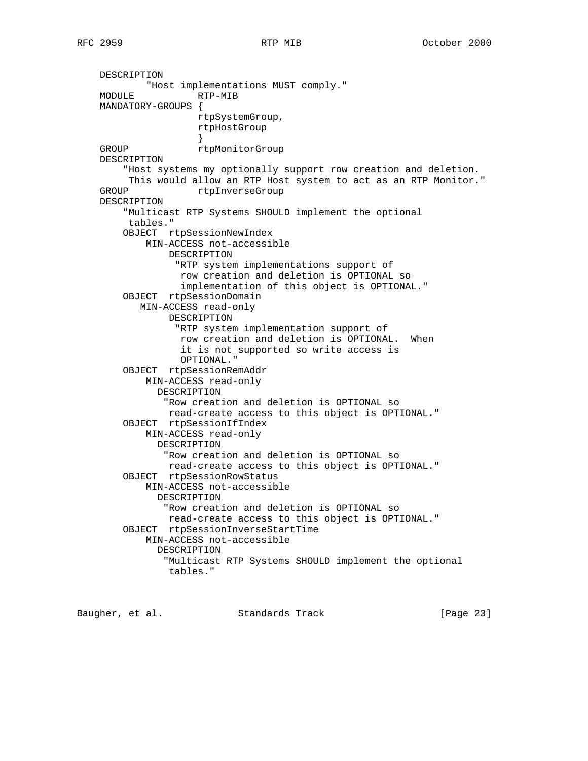```
    DESCRIPTION
            "Host implementations MUST comply."
    MODULE           RTP-MIB
    MANDATORY-GROUPS {
                     rtpSystemGroup,
                     rtpHostGroup
                     }
    GROUP            rtpMonitorGroup
    DESCRIPTION
        "Host systems my optionally support row creation and deletion.
         This would allow an RTP Host system to act as an RTP Monitor."
    GROUP            rtpInverseGroup
    DESCRIPTION
        "Multicast RTP Systems SHOULD implement the optional
         tables."
        OBJECT  rtpSessionNewIndex
            MIN-ACCESS not-accessible
                DESCRIPTION
                 "RTP system implementations support of
                  row creation and deletion is OPTIONAL so
                  implementation of this object is OPTIONAL."
        OBJECT  rtpSessionDomain
           MIN-ACCESS read-only
                DESCRIPTION
                 "RTP system implementation support of
                  row creation and deletion is OPTIONAL.  When
                  it is not supported so write access is
                  OPTIONAL."
        OBJECT  rtpSessionRemAddr
            MIN-ACCESS read-only
              DESCRIPTION
               "Row creation and deletion is OPTIONAL so
                read-create access to this object is OPTIONAL."
        OBJECT  rtpSessionIfIndex
            MIN-ACCESS read-only
              DESCRIPTION
               "Row creation and deletion is OPTIONAL so
                read-create access to this object is OPTIONAL."
        OBJECT  rtpSessionRowStatus
            MIN-ACCESS not-accessible
              DESCRIPTION
               "Row creation and deletion is OPTIONAL so
                read-create access to this object is OPTIONAL."
        OBJECT  rtpSessionInverseStartTime
            MIN-ACCESS not-accessible
              DESCRIPTION
               "Multicast RTP Systems SHOULD implement the optional
                tables."
```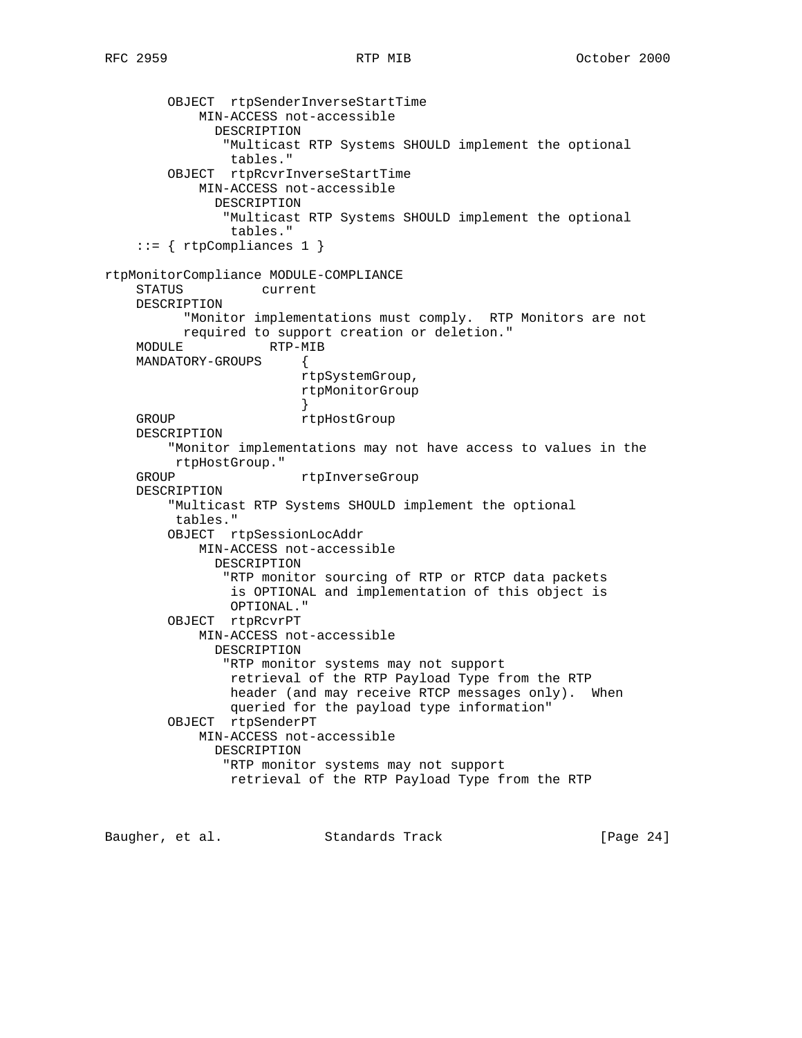```
        OBJECT  rtpSenderInverseStartTime
            MIN-ACCESS not-accessible
              DESCRIPTION
               "Multicast RTP Systems SHOULD implement the optional
                tables."
        OBJECT  rtpRcvrInverseStartTime
            MIN-ACCESS not-accessible
              DESCRIPTION
               "Multicast RTP Systems SHOULD implement the optional
                tables."
    ::= { rtpCompliances 1 }

rtpMonitorCompliance MODULE-COMPLIANCE
    STATUS          current
    DESCRIPTION
          "Monitor implementations must comply.  RTP Monitors are not
          required to support creation or deletion."
    MODULE          RTP-MIB
    MANDATORY-GROUPS     {
                        rtpSystemGroup,
                        rtpMonitorGroup
                        }
    GROUP               rtpHostGroup
    DESCRIPTION
        "Monitor implementations may not have access to values in the
         rtpHostGroup."
    GROUP               rtpInverseGroup
    DESCRIPTION
        "Multicast RTP Systems SHOULD implement the optional
         tables."
        OBJECT  rtpSessionLocAddr
            MIN-ACCESS not-accessible
              DESCRIPTION
               "RTP monitor sourcing of RTP or RTCP data packets
                is OPTIONAL and implementation of this object is
                OPTIONAL."
        OBJECT  rtpRcvrPT
            MIN-ACCESS not-accessible
              DESCRIPTION
               "RTP monitor systems may not support
                retrieval of the RTP Payload Type from the RTP
                header (and may receive RTCP messages only).  When
                queried for the payload type information"
        OBJECT  rtpSenderPT
            MIN-ACCESS not-accessible
              DESCRIPTION
               "RTP monitor systems may not support
                retrieval of the RTP Payload Type from the RTP
```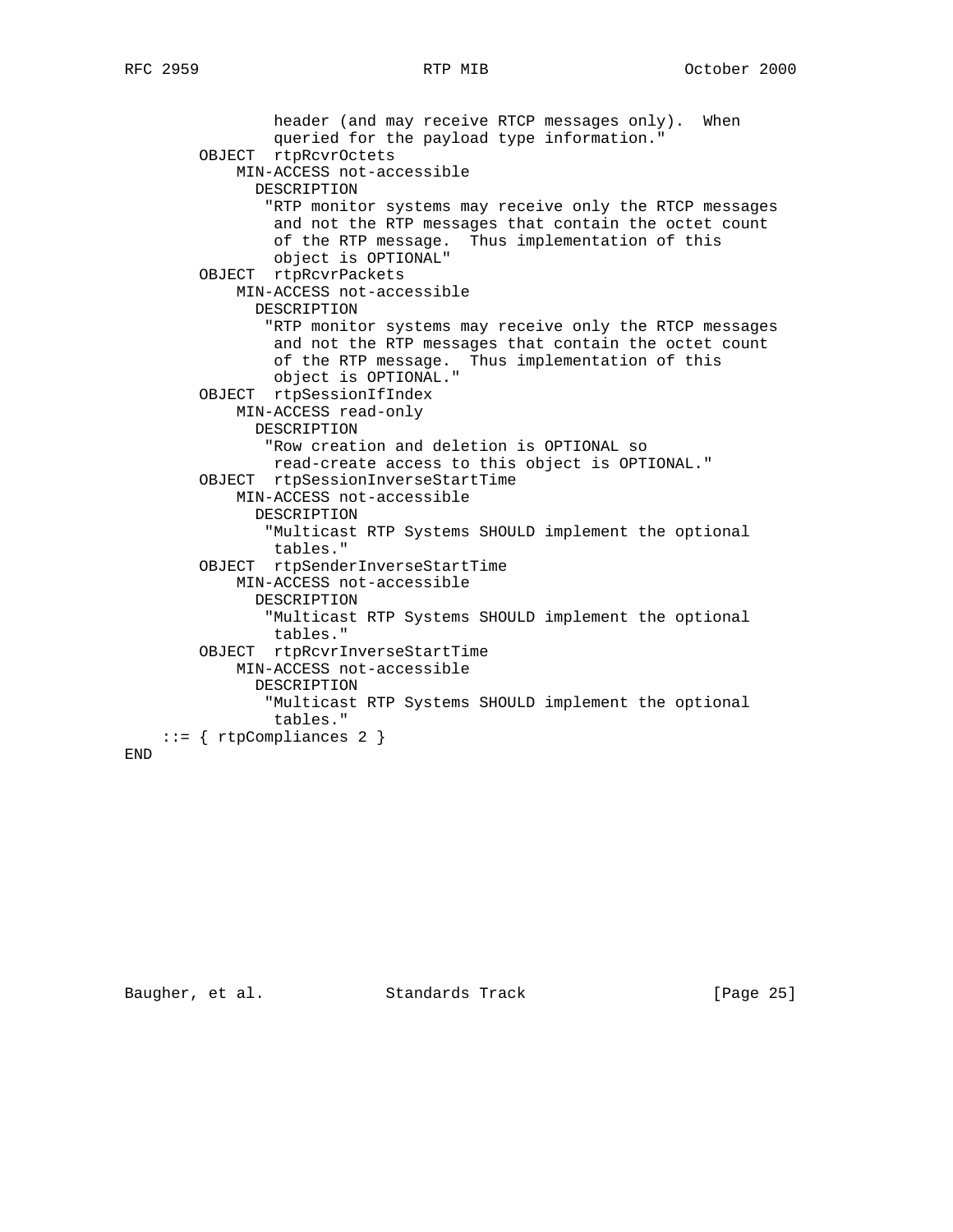```
                header (and may receive RTCP messages only).  When
                queried for the payload type information."
        OBJECT  rtpRcvrOctets
            MIN-ACCESS not-accessible
              DESCRIPTION
               "RTP monitor systems may receive only the RTCP messages
                and not the RTP messages that contain the octet count
                of the RTP message.  Thus implementation of this
                object is OPTIONAL"
        OBJECT  rtpRcvrPackets
            MIN-ACCESS not-accessible
              DESCRIPTION
               "RTP monitor systems may receive only the RTCP messages
                and not the RTP messages that contain the octet count
                of the RTP message.  Thus implementation of this
                object is OPTIONAL."
        OBJECT  rtpSessionIfIndex
            MIN-ACCESS read-only
              DESCRIPTION
               "Row creation and deletion is OPTIONAL so
                read-create access to this object is OPTIONAL."
        OBJECT  rtpSessionInverseStartTime
            MIN-ACCESS not-accessible
              DESCRIPTION
               "Multicast RTP Systems SHOULD implement the optional
                tables."
        OBJECT  rtpSenderInverseStartTime
            MIN-ACCESS not-accessible
              DESCRIPTION
               "Multicast RTP Systems SHOULD implement the optional
                tables."
        OBJECT  rtpRcvrInverseStartTime
            MIN-ACCESS not-accessible
              DESCRIPTION
               "Multicast RTP Systems SHOULD implement the optional
                tables."
    ::= { rtpCompliances 2 }
END
```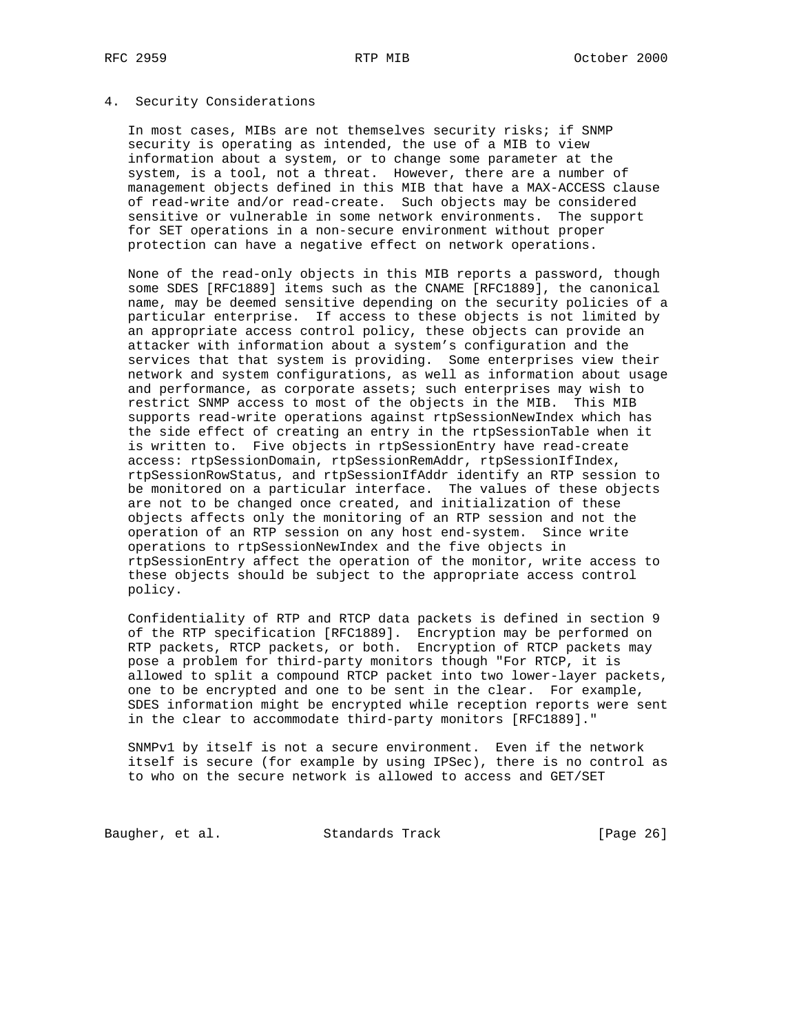## 4. Security Considerations

In most cases, MIBs are not themselves security risks; if SNMP security is operating as intended, the use of a MIB to view information about a system, or to change some parameter at the system, is a tool, not a threat. However, there are a number of management objects defined in this MIB that have a MAX-ACCESS clause of read-write and/or read-create. Such objects may be considered sensitive or vulnerable in some network environments. The support for SET operations in a non-secure environment without proper protection can have a negative effect on network operations.

None of the read-only objects in this MIB reports a password, though some SDES [RFC1889] items such as the CNAME [RFC1889], the canonical name, may be deemed sensitive depending on the security policies of a particular enterprise. If access to these objects is not limited by an appropriate access control policy, these objects can provide an attacker with information about a system's configuration and the services that that system is providing. Some enterprises view their network and system configurations, as well as information about usage and performance, as corporate assets; such enterprises may wish to restrict SNMP access to most of the objects in the MIB. This MIB supports read-write operations against rtpSessionNewIndex which has the side effect of creating an entry in the rtpSessionTable when it is written to. Five objects in rtpSessionEntry have read-create access: rtpSessionDomain, rtpSessionRemAddr, rtpSessionIfIndex, rtpSessionRowStatus, and rtpSessionIfAddr identify an RTP session to be monitored on a particular interface. The values of these objects are not to be changed once created, and initialization of these objects affects only the monitoring of an RTP session and not the operation of an RTP session on any host end-system. Since write operations to rtpSessionNewIndex and the five objects in rtpSessionEntry affect the operation of the monitor, write access to these objects should be subject to the appropriate access control policy.

Confidentiality of RTP and RTCP data packets is defined in section 9 of the RTP specification [RFC1889]. Encryption may be performed on RTP packets, RTCP packets, or both. Encryption of RTCP packets may pose a problem for third-party monitors though "For RTCP, it is allowed to split a compound RTCP packet into two lower-layer packets, one to be encrypted and one to be sent in the clear. For example, SDES information might be encrypted while reception reports were sent in the clear to accommodate third-party monitors [RFC1889]."

SNMPv1 by itself is not a secure environment. Even if the network itself is secure (for example by using IPSec), there is no control as to who on the secure network is allowed to access and GET/SET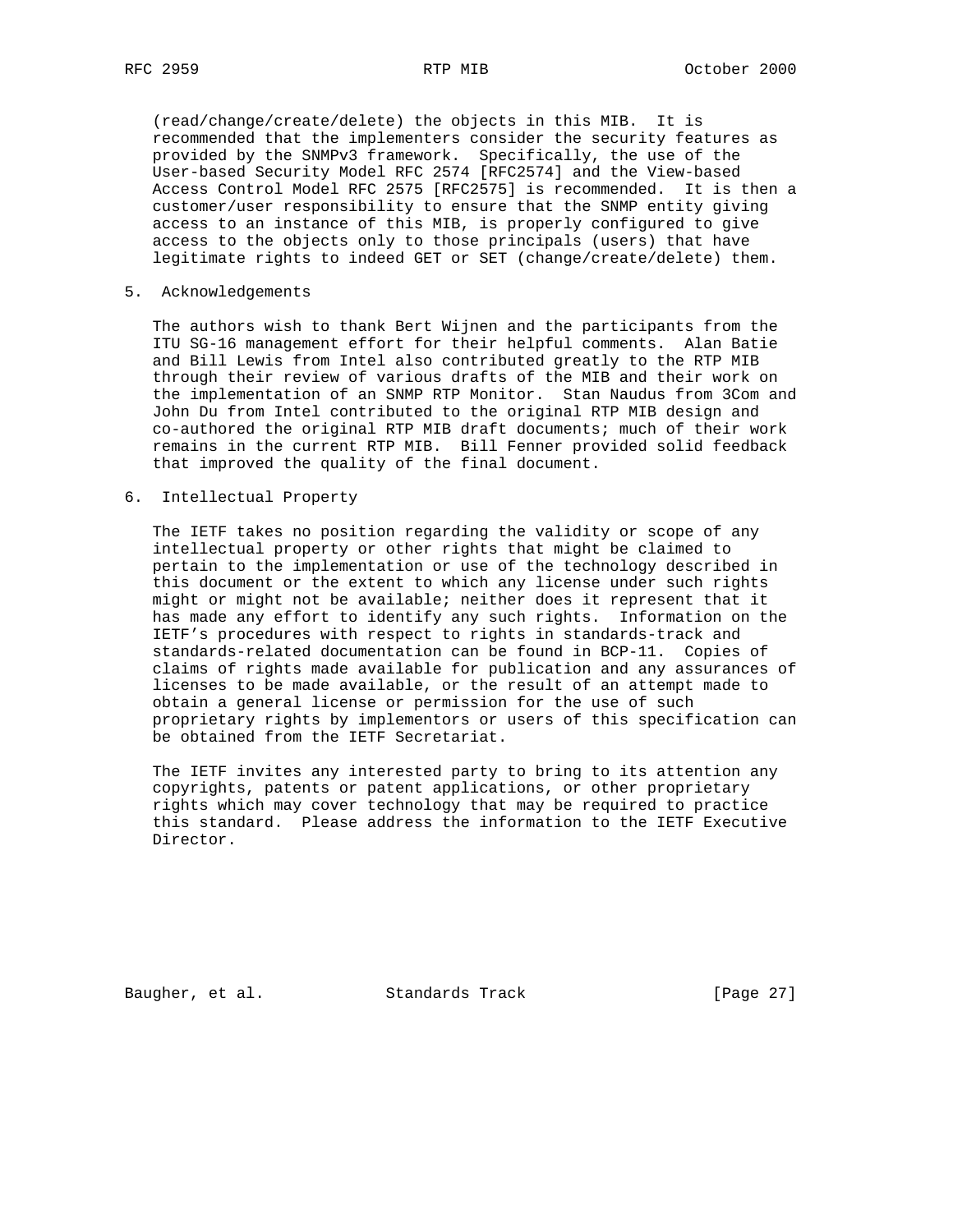(read/change/create/delete) the objects in this MIB. It is recommended that the implementers consider the security features as provided by the SNMPv3 framework. Specifically, the use of the User-based Security Model RFC 2574 [RFC2574] and the View-based Access Control Model RFC 2575 [RFC2575] is recommended. It is then a customer/user responsibility to ensure that the SNMP entity giving access to an instance of this MIB, is properly configured to give access to the objects only to those principals (users) that have legitimate rights to indeed GET or SET (change/create/delete) them.

## 5. Acknowledgements

The authors wish to thank Bert Wijnen and the participants from the ITU SG-16 management effort for their helpful comments. Alan Batie and Bill Lewis from Intel also contributed greatly to the RTP MIB through their review of various drafts of the MIB and their work on the implementation of an SNMP RTP Monitor. Stan Naudus from 3Com and John Du from Intel contributed to the original RTP MIB design and co-authored the original RTP MIB draft documents; much of their work remains in the current RTP MIB. Bill Fenner provided solid feedback that improved the quality of the final document.

## 6. Intellectual Property

The IETF takes no position regarding the validity or scope of any intellectual property or other rights that might be claimed to pertain to the implementation or use of the technology described in this document or the extent to which any license under such rights might or might not be available; neither does it represent that it has made any effort to identify any such rights. Information on the IETF's procedures with respect to rights in standards-track and standards-related documentation can be found in BCP-11. Copies of claims of rights made available for publication and any assurances of licenses to be made available, or the result of an attempt made to obtain a general license or permission for the use of such proprietary rights by implementors or users of this specification can be obtained from the IETF Secretariat.

The IETF invites any interested party to bring to its attention any copyrights, patents or patent applications, or other proprietary rights which may cover technology that may be required to practice this standard. Please address the information to the IETF Executive Director.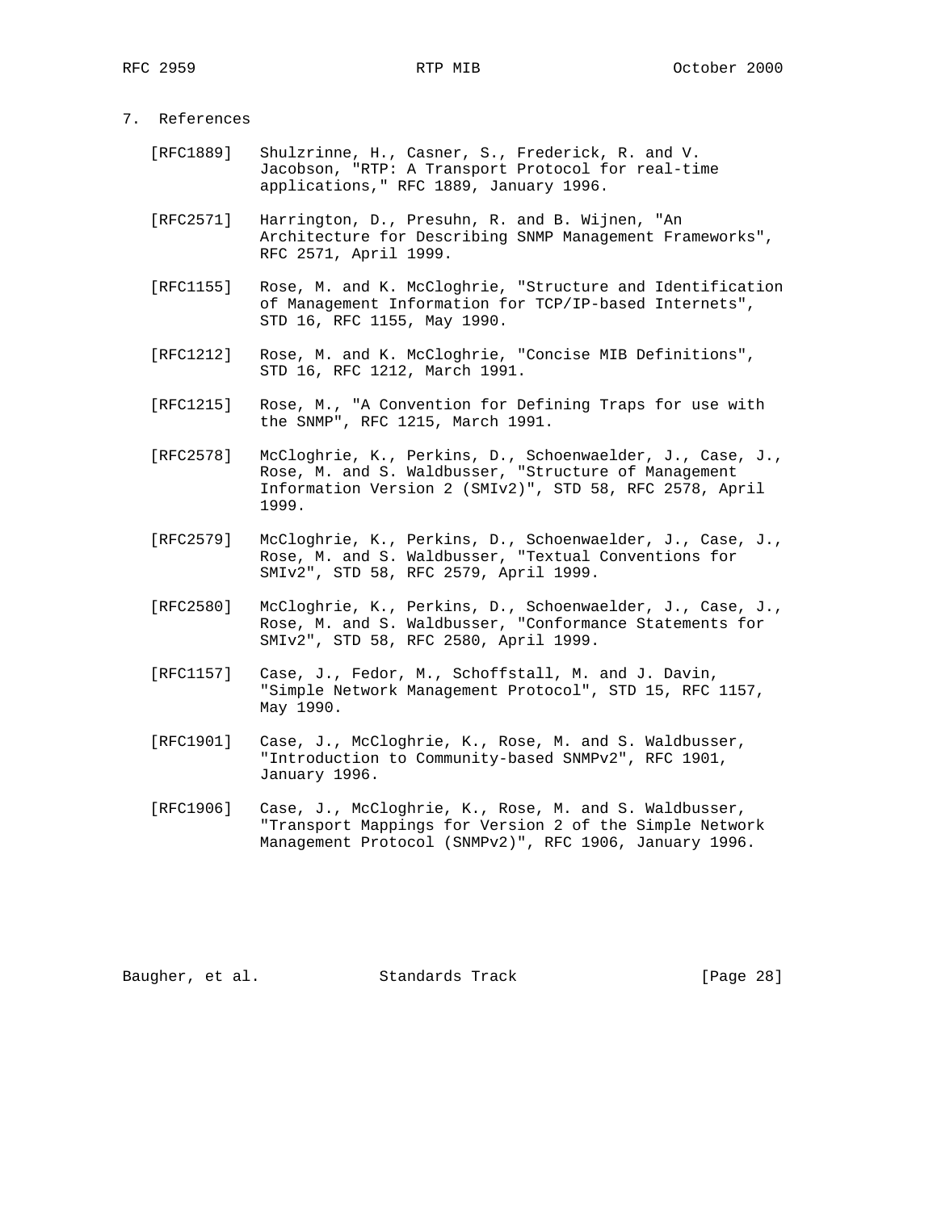## 7. References

[RFC1889] Shulzrinne, H., Casner, S., Frederick, R. and V. Jacobson, "RTP: A Transport Protocol for real-time applications," RFC 1889, January 1996.

[RFC2571] Harrington, D., Presuhn, R. and B. Wijnen, "An Architecture for Describing SNMP Management Frameworks", RFC 2571, April 1999.

[RFC1155] Rose, M. and K. McCloghrie, "Structure and Identification of Management Information for TCP/IP-based Internets", STD 16, RFC 1155, May 1990.

[RFC1212] Rose, M. and K. McCloghrie, "Concise MIB Definitions", STD 16, RFC 1212, March 1991.

[RFC1215] Rose, M., "A Convention for Defining Traps for use with the SNMP", RFC 1215, March 1991.

[RFC2578] McCloghrie, K., Perkins, D., Schoenwaelder, J., Case, J., Rose, M. and S. Waldbusser, "Structure of Management Information Version 2 (SMIv2)", STD 58, RFC 2578, April 1999.

[RFC2579] McCloghrie, K., Perkins, D., Schoenwaelder, J., Case, J., Rose, M. and S. Waldbusser, "Textual Conventions for SMIv2", STD 58, RFC 2579, April 1999.

[RFC2580] McCloghrie, K., Perkins, D., Schoenwaelder, J., Case, J., Rose, M. and S. Waldbusser, "Conformance Statements for SMIv2", STD 58, RFC 2580, April 1999.

[RFC1157] Case, J., Fedor, M., Schoffstall, M. and J. Davin, "Simple Network Management Protocol", STD 15, RFC 1157, May 1990.

[RFC1901] Case, J., McCloghrie, K., Rose, M. and S. Waldbusser, "Introduction to Community-based SNMPv2", RFC 1901, January 1996.

[RFC1906] Case, J., McCloghrie, K., Rose, M. and S. Waldbusser, "Transport Mappings for Version 2 of the Simple Network Management Protocol (SNMPv2)", RFC 1906, January 1996.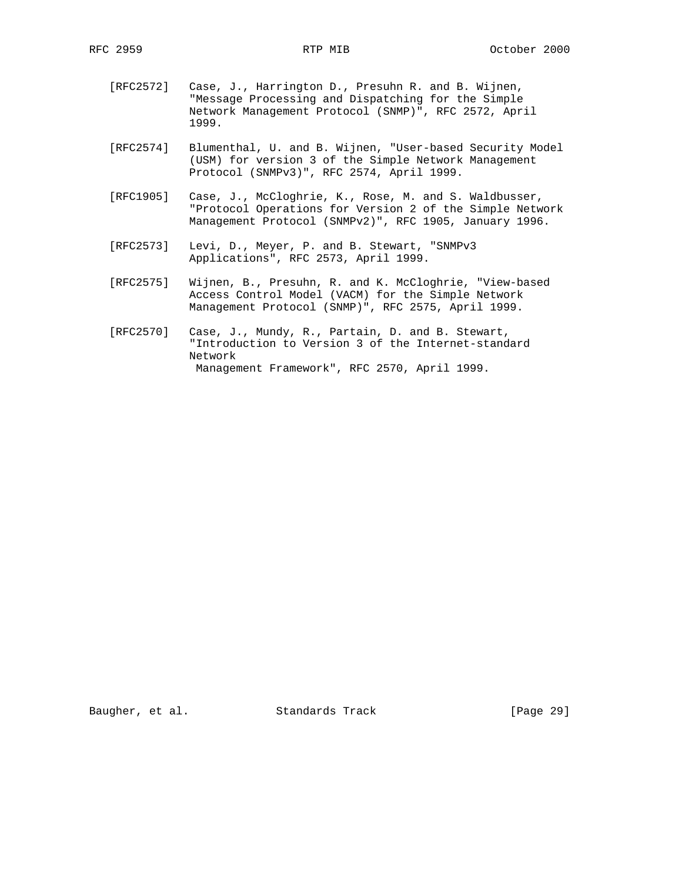[RFC2572] Case, J., Harrington D., Presuhn R. and B. Wijnen, "Message Processing and Dispatching for the Simple Network Management Protocol (SNMP)", RFC 2572, April 1999.

[RFC2574] Blumenthal, U. and B. Wijnen, "User-based Security Model (USM) for version 3 of the Simple Network Management Protocol (SNMPv3)", RFC 2574, April 1999.

[RFC1905] Case, J., McCloghrie, K., Rose, M. and S. Waldbusser, "Protocol Operations for Version 2 of the Simple Network Management Protocol (SNMPv2)", RFC 1905, January 1996.

[RFC2573] Levi, D., Meyer, P. and B. Stewart, "SNMPv3 Applications", RFC 2573, April 1999.

[RFC2575] Wijnen, B., Presuhn, R. and K. McCloghrie, "View-based Access Control Model (VACM) for the Simple Network Management Protocol (SNMP)", RFC 2575, April 1999.

[RFC2570] Case, J., Mundy, R., Partain, D. and B. Stewart, "Introduction to Version 3 of the Internet-standard Network Management Framework", RFC 2570, April 1999.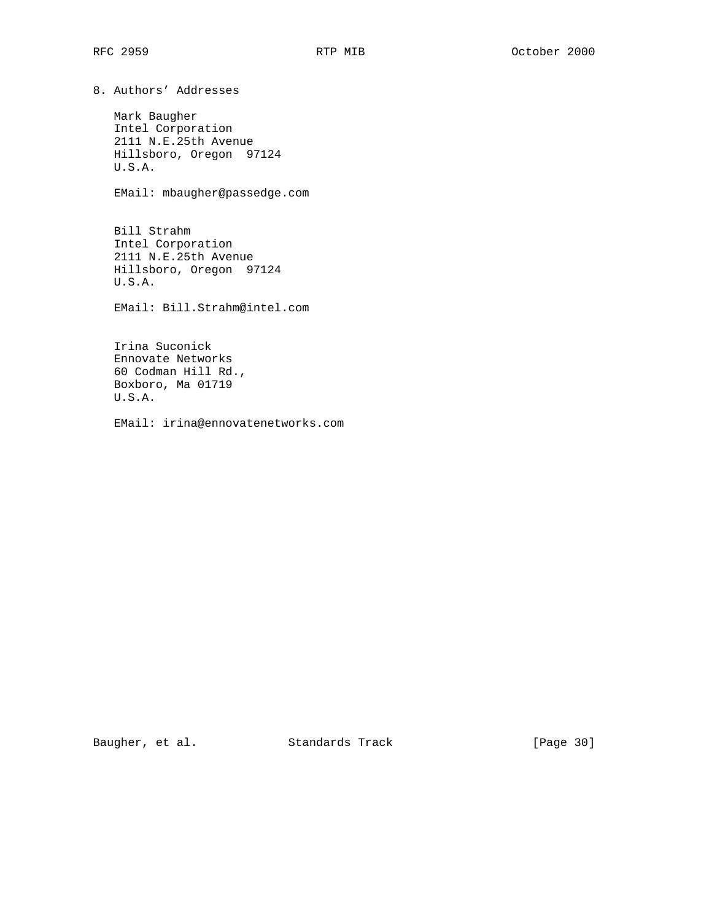## 8. Authors' Addresses

Mark Baugher
Intel Corporation
2111 N.E.25th Avenue
Hillsboro, Oregon  97124
U.S.A.

EMail: mbaugher@passedge.com

Bill Strahm
Intel Corporation
2111 N.E.25th Avenue
Hillsboro, Oregon  97124
U.S.A.

EMail: Bill.Strahm@intel.com

Irina Suconick
Ennovate Networks
60 Codman Hill Rd.,
Boxboro, Ma 01719
U.S.A.

EMail: irina@ennovatenetworks.com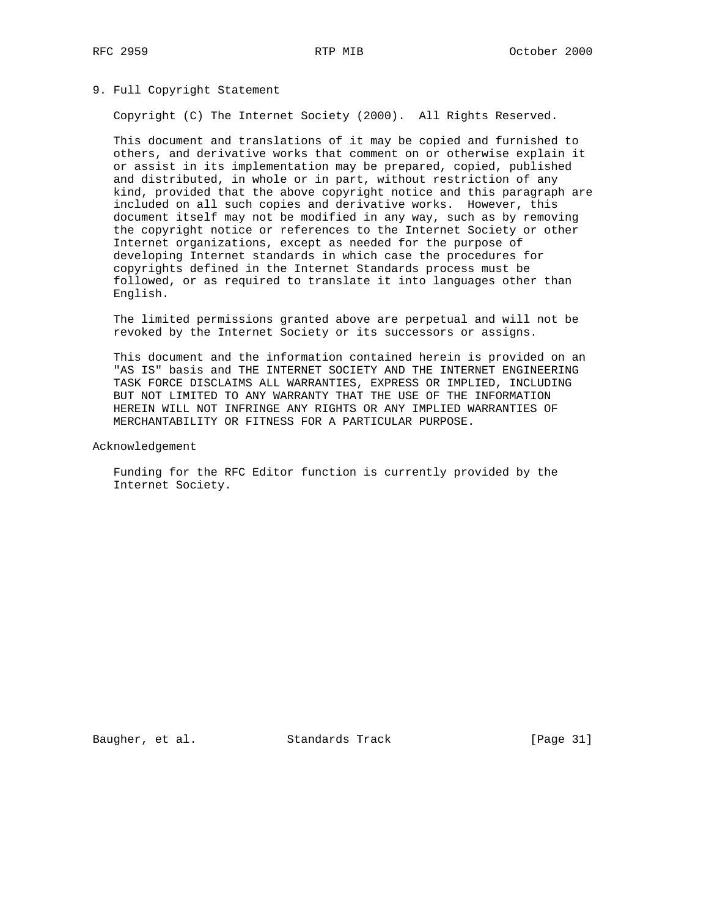## 9. Full Copyright Statement

Copyright (C) The Internet Society (2000). All Rights Reserved.

This document and translations of it may be copied and furnished to others, and derivative works that comment on or otherwise explain it or assist in its implementation may be prepared, copied, published and distributed, in whole or in part, without restriction of any kind, provided that the above copyright notice and this paragraph are included on all such copies and derivative works. However, this document itself may not be modified in any way, such as by removing the copyright notice or references to the Internet Society or other Internet organizations, except as needed for the purpose of developing Internet standards in which case the procedures for copyrights defined in the Internet Standards process must be followed, or as required to translate it into languages other than English.

The limited permissions granted above are perpetual and will not be revoked by the Internet Society or its successors or assigns.

This document and the information contained herein is provided on an "AS IS" basis and THE INTERNET SOCIETY AND THE INTERNET ENGINEERING TASK FORCE DISCLAIMS ALL WARRANTIES, EXPRESS OR IMPLIED, INCLUDING BUT NOT LIMITED TO ANY WARRANTY THAT THE USE OF THE INFORMATION HEREIN WILL NOT INFRINGE ANY RIGHTS OR ANY IMPLIED WARRANTIES OF MERCHANTABILITY OR FITNESS FOR A PARTICULAR PURPOSE.

## Acknowledgement

Funding for the RFC Editor function is currently provided by the Internet Society.